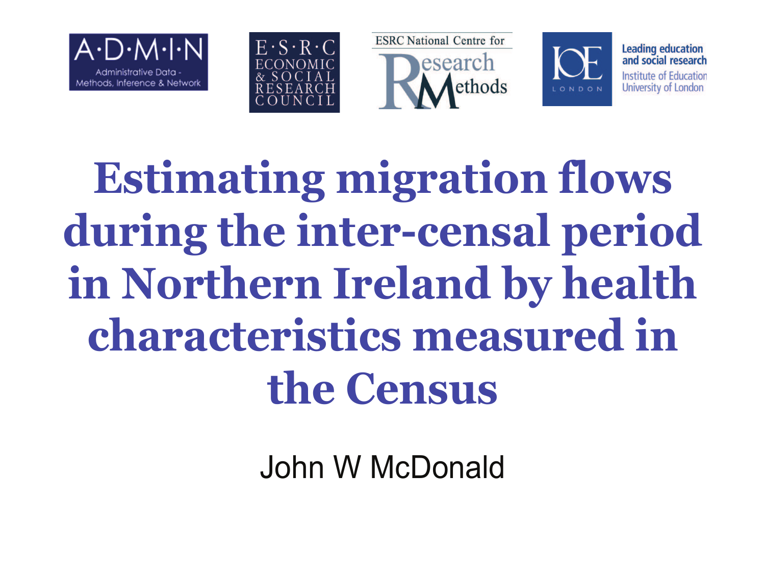A·D·M·I·N Administrative Data - Methods, Inference & Network

E·S·R·C ECONOMIC & SOCIAL RESEARCH COUNCIL

ESRC National Centre for Research Methods

IOE LONDON — Leading education and social research, Institute of Education, University of London

# Estimating migration flows during the inter-censal period in Northern Ireland by health characteristics measured in the Census

John W McDonald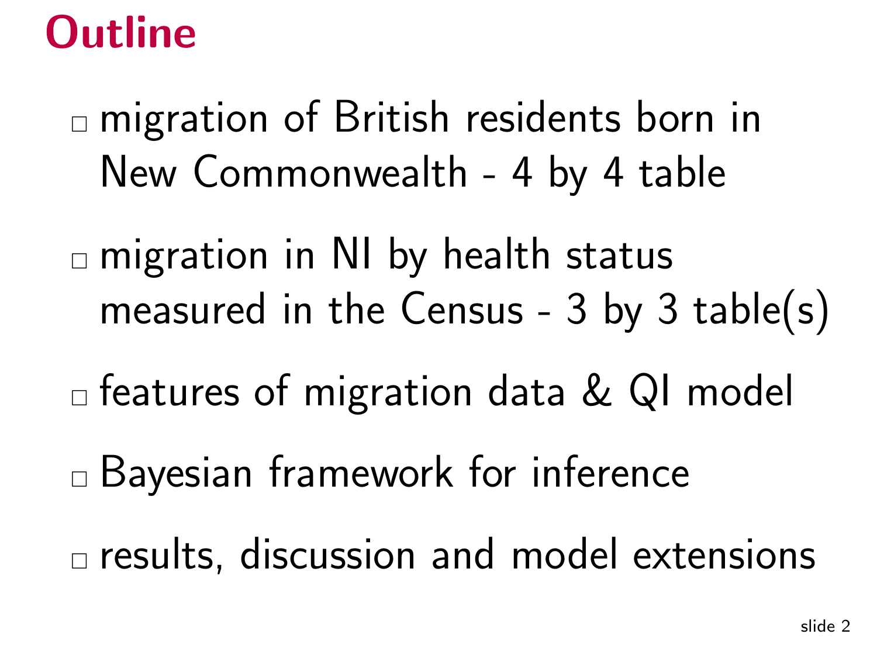# Outline

- migration of British residents born in New Commonwealth - 4 by 4 table
- migration in NI by health status measured in the Census - 3 by 3 table(s)
- features of migration data & QI model
- Bayesian framework for inference
- results, discussion and model extensions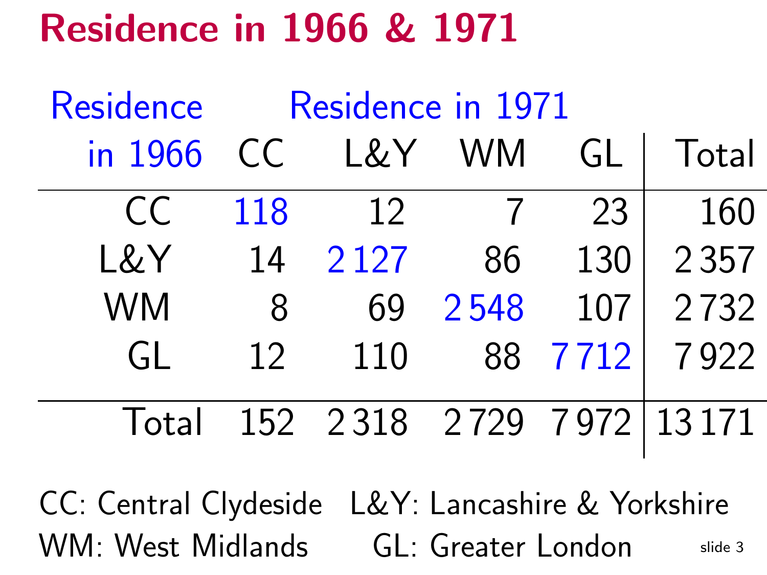# Residence in 1966 & 1971

| Residence in 1966 | Residence in 1971 | | | | |
|---|---|---|---|---|---|
| | CC | L&Y | WM | GL | Total |
| CC | 118 | 12 | 7 | 23 | 160 |
| L&Y | 14 | 2 127 | 86 | 130 | 2 357 |
| WM | 8 | 69 | 2 548 | 107 | 2 732 |
| GL | 12 | 110 | 88 | 7 712 | 7 922 |
| Total | 152 | 2 318 | 2 729 | 7 972 | 13 171 |

CC: Central Clydeside  L&Y: Lancashire & Yorkshire
WM: West Midlands  GL: Greater London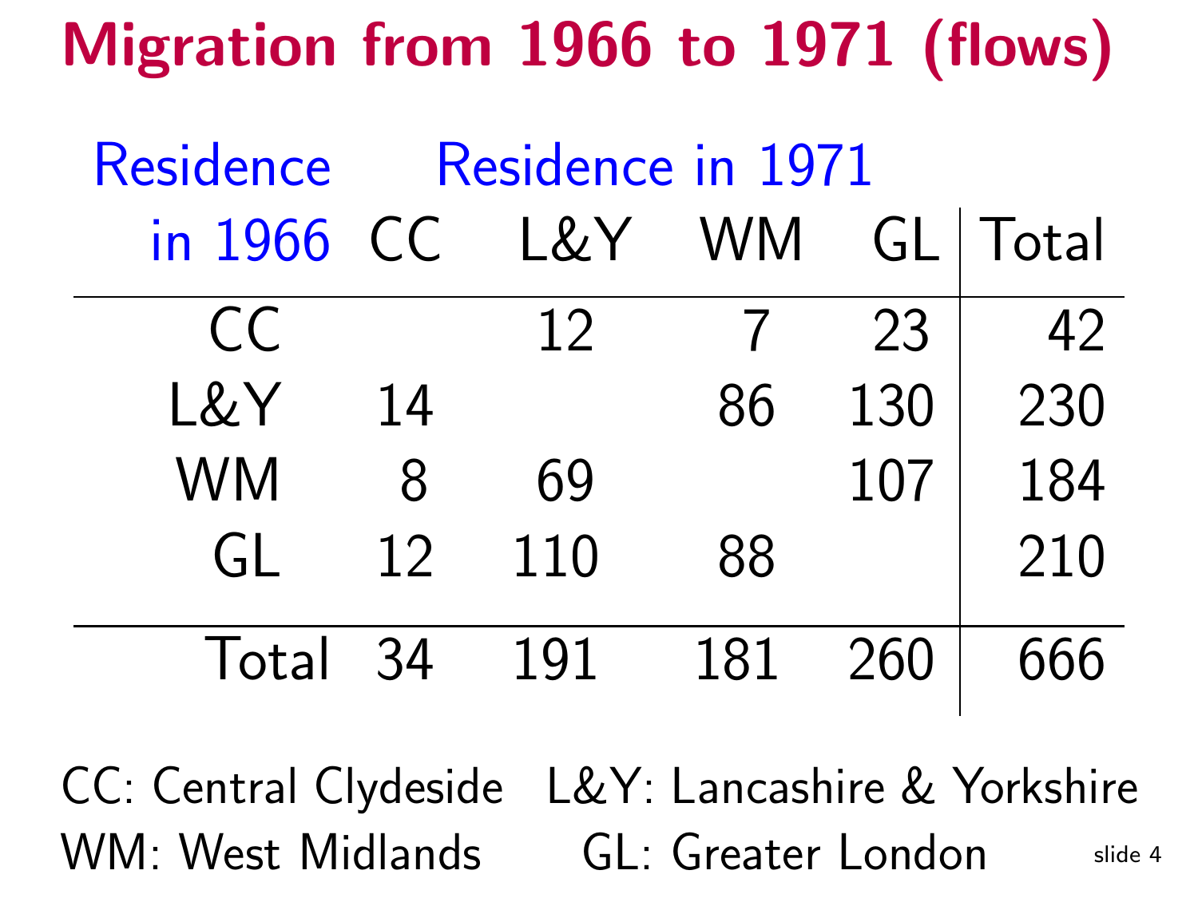# Migration from 1966 to 1971 (flows)

| Residence in 1966 | Residence in 1971 CC | L&Y | WM | GL | Total |
|---|---|---|---|---|---|
| CC | | 12 | 7 | 23 | 42 |
| L&Y | 14 | | 86 | 130 | 230 |
| WM | 8 | 69 | | 107 | 184 |
| GL | 12 | 110 | 88 | | 210 |
| Total | 34 | 191 | 181 | 260 | 666 |

CC: Central Clydeside L&Y: Lancashire & Yorkshire
WM: West Midlands GL: Greater London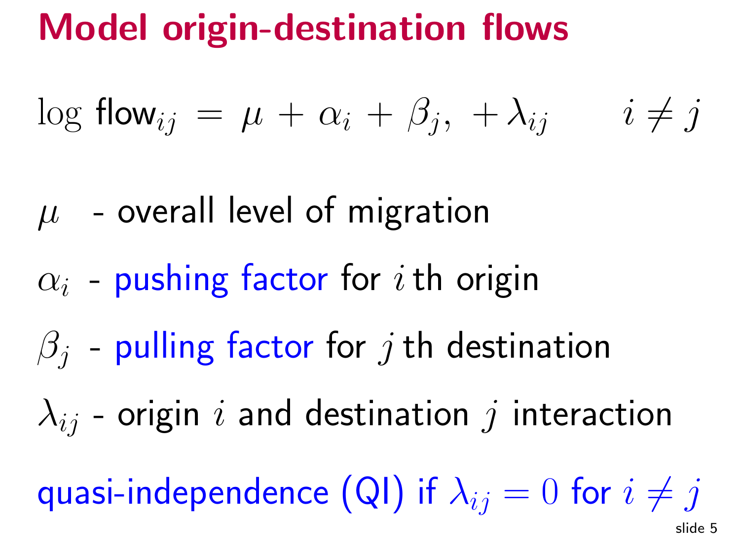# Model origin-destination flows

$$\log \text{flow}_{ij} = \mu + \alpha_i + \beta_j, + \lambda_{ij} \qquad i \neq j$$

$\mu$ - overall level of migration

$\alpha_i$ - pushing factor for $i$ th origin

$\beta_j$ - pulling factor for $j$ th destination

$\lambda_{ij}$ - origin $i$ and destination $j$ interaction

quasi-independence (QI) if $\lambda_{ij} = 0$ for $i \neq j$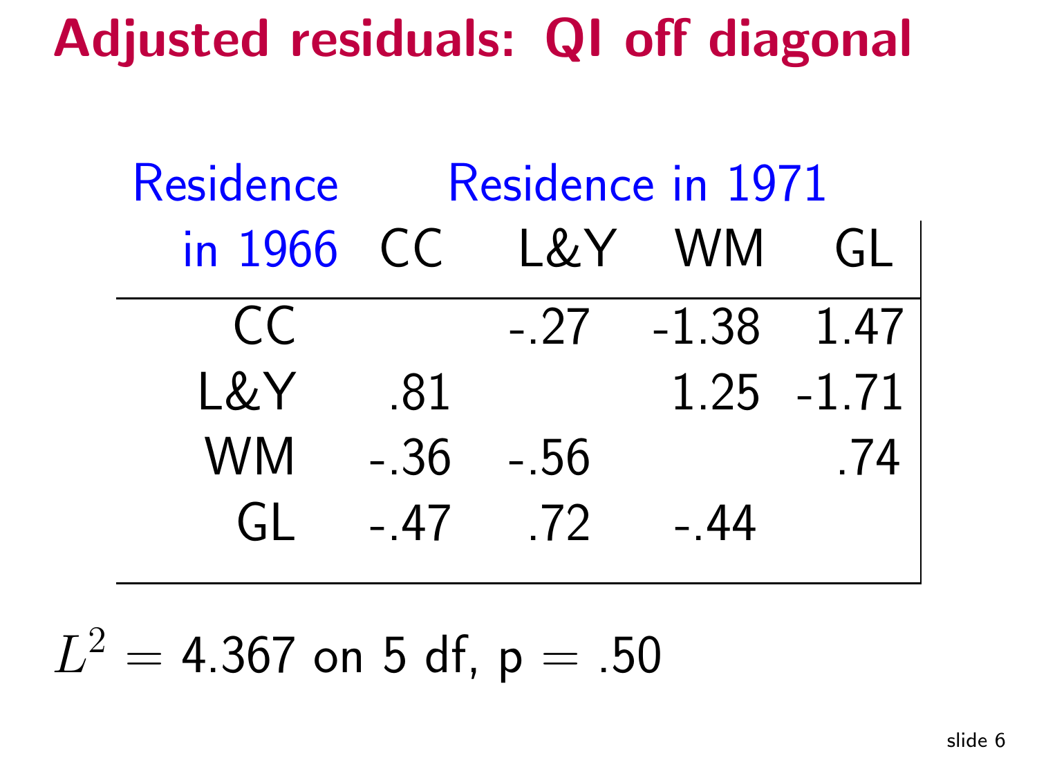# Adjusted residuals: QI off diagonal

| Residence in 1966 | Residence in 1971 | | | |
|---|---|---|---|---|
| | CC | L&Y | WM | GL |
| CC | | -.27 | -1.38 | 1.47 |
| L&Y | .81 | | 1.25 | -1.71 |
| WM | -.36 | -.56 | | .74 |
| GL | -.47 | .72 | -.44 | |

$L^2 = 4.367$ on 5 df, p $=$ .50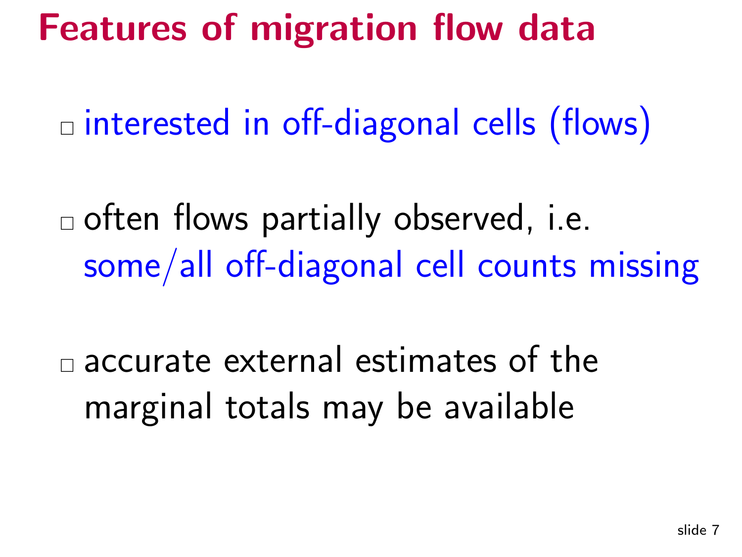# Features of migration flow data

- interested in off-diagonal cells (flows)
- often flows partially observed, i.e. some/all off-diagonal cell counts missing
- accurate external estimates of the marginal totals may be available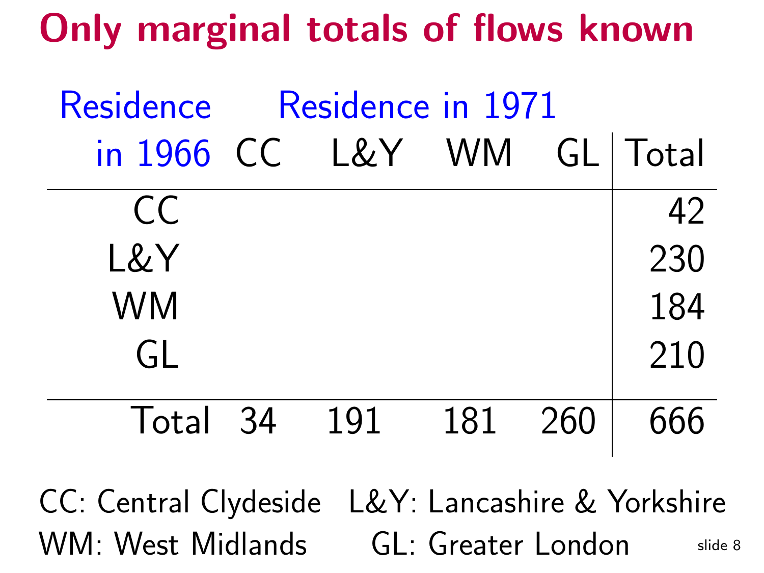# Only marginal totals of flows known

| Residence in 1966 | Residence in 1971: CC | L&Y | WM | GL | Total |
|---|---|---|---|---|---|
| CC | | | | | 42 |
| L&Y | | | | | 230 |
| WM | | | | | 184 |
| GL | | | | | 210 |
| Total | 34 | 191 | 181 | 260 | 666 |

CC: Central Clydeside   L&Y: Lancashire & Yorkshire
WM: West Midlands   GL: Greater London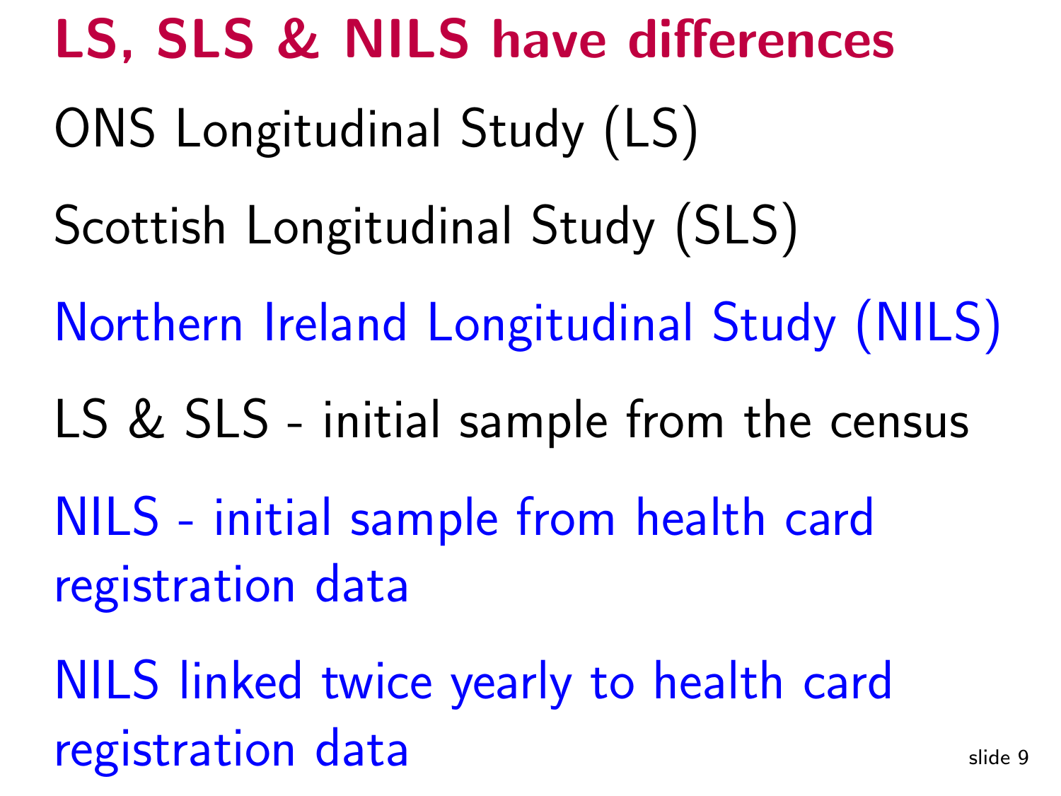# LS, SLS & NILS have differences

ONS Longitudinal Study (LS)

Scottish Longitudinal Study (SLS)

Northern Ireland Longitudinal Study (NILS)

LS & SLS - initial sample from the census

NILS - initial sample from health card registration data

NILS linked twice yearly to health card registration data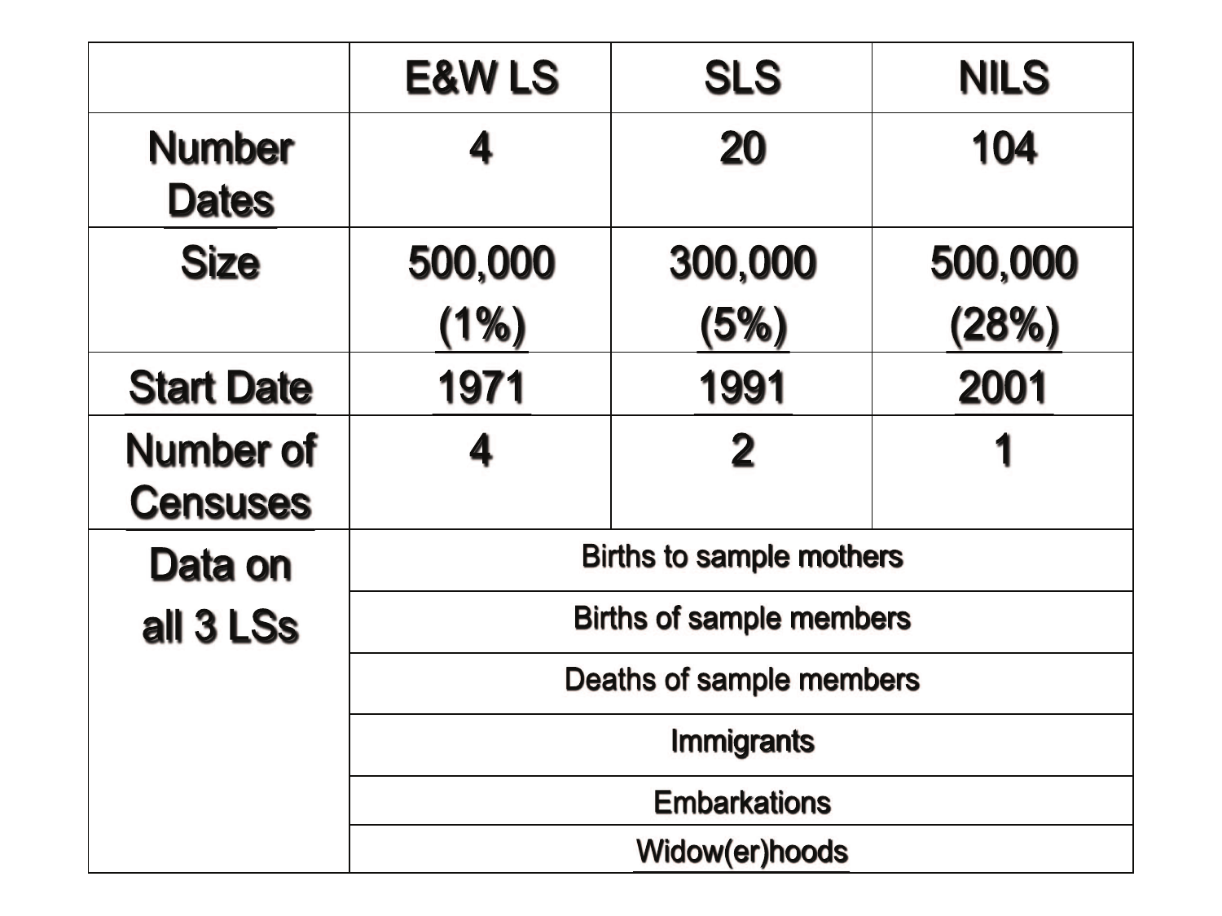|  | E&W LS | SLS | NILS |
|---|---|---|---|
| Number Dates | 4 | 20 | 104 |
| Size | 500,000 (1%) | 300,000 (5%) | 500,000 (28%) |
| Start Date | 1971 | 1991 | 2001 |
| Number of Censuses | 4 | 2 | 1 |
| Data on all 3 LSs | Births to sample mothers | | |
|  | Births of sample members | | |
|  | Deaths of sample members | | |
|  | Immigrants | | |
|  | Embarkations | | |
|  | Widow(er)hoods | | |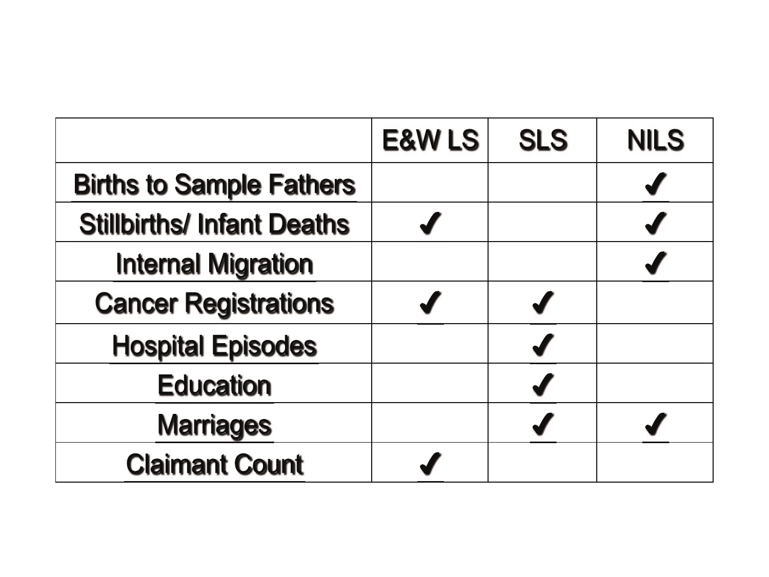| | E&W LS | SLS | NILS |
|---|---|---|---|
| Births to Sample Fathers | | | ✓ |
| Stillbirths/ Infant Deaths | ✓ | | ✓ |
| Internal Migration | | | ✓ |
| Cancer Registrations | ✓ | ✓ | |
| Hospital Episodes | | ✓ | |
| Education | | ✓ | |
| Marriages | | ✓ | ✓ |
| Claimant Count | ✓ | | |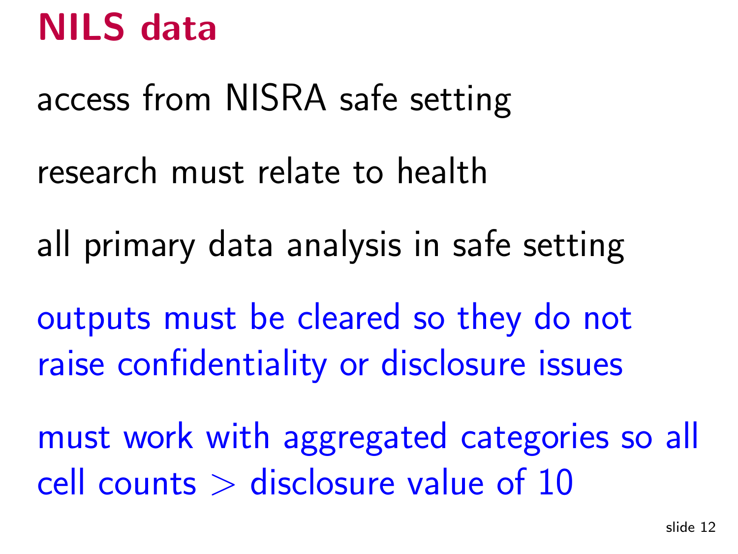# NILS data

access from NISRA safe setting

research must relate to health

all primary data analysis in safe setting

outputs must be cleared so they do not raise confidentiality or disclosure issues

must work with aggregated categories so all cell counts $>$ disclosure value of 10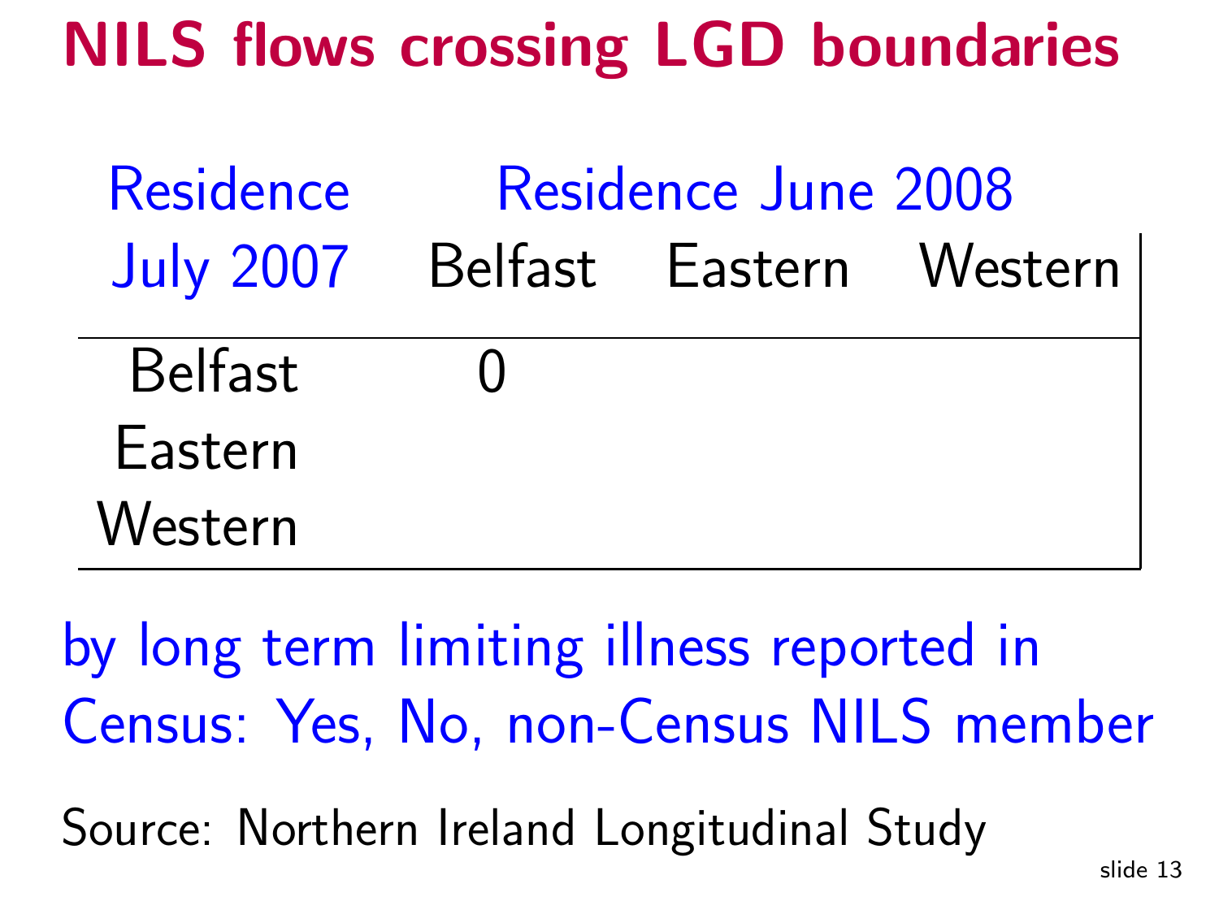# NILS flows crossing LGD boundaries

| Residence July 2007 | Residence June 2008 | | |
|---|---|---|---|
| | Belfast | Eastern | Western |
| Belfast | 0 | | |
| Eastern | | | |
| Western | | | |

by long term limiting illness reported in Census: Yes, No, non-Census NILS member

Source: Northern Ireland Longitudinal Study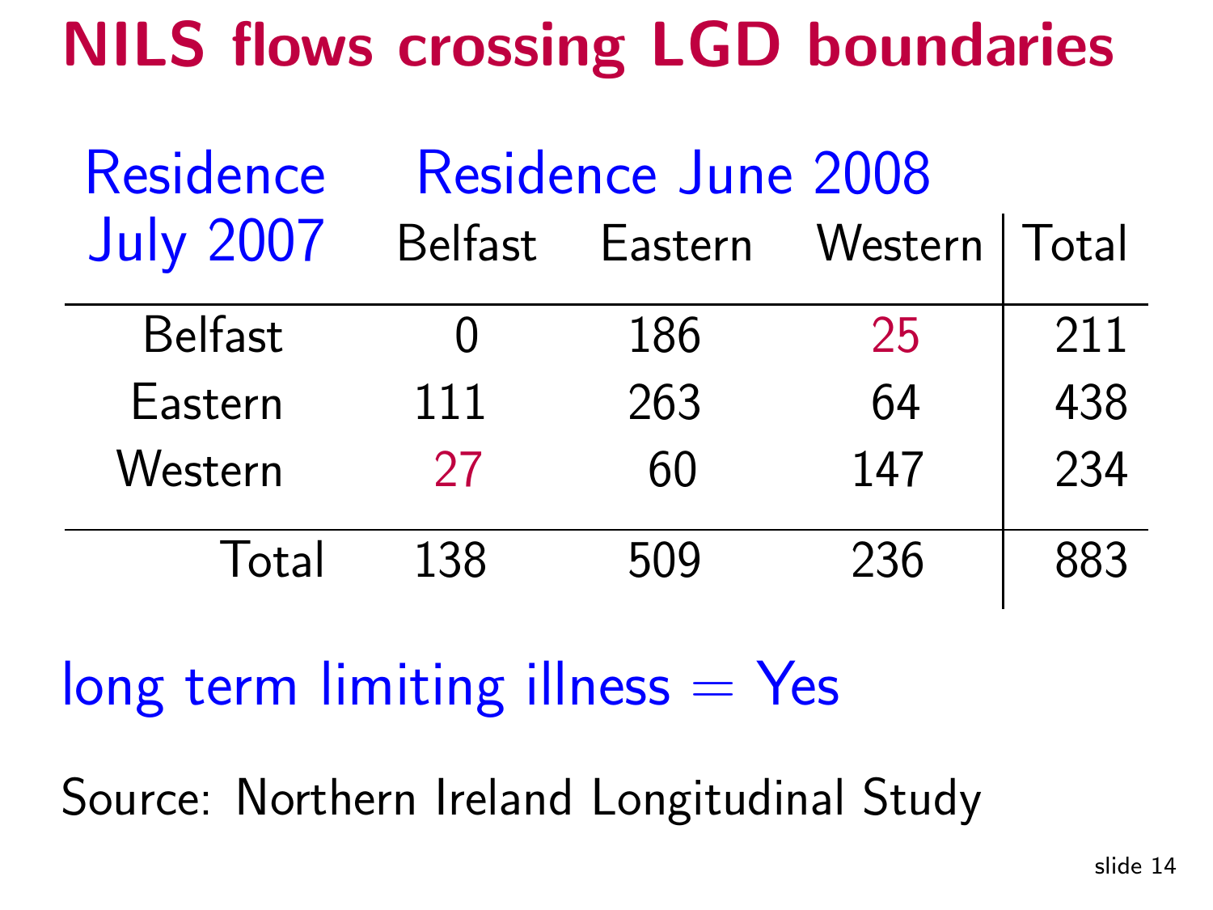# NILS flows crossing LGD boundaries

| Residence July 2007 | Residence June 2008 Belfast | Eastern | Western | Total |
|---|---|---|---|---|
| Belfast | 0 | 186 | 25 | 211 |
| Eastern | 111 | 263 | 64 | 438 |
| Western | 27 | 60 | 147 | 234 |
| Total | 138 | 509 | 236 | 883 |

long term limiting illness = Yes

Source: Northern Ireland Longitudinal Study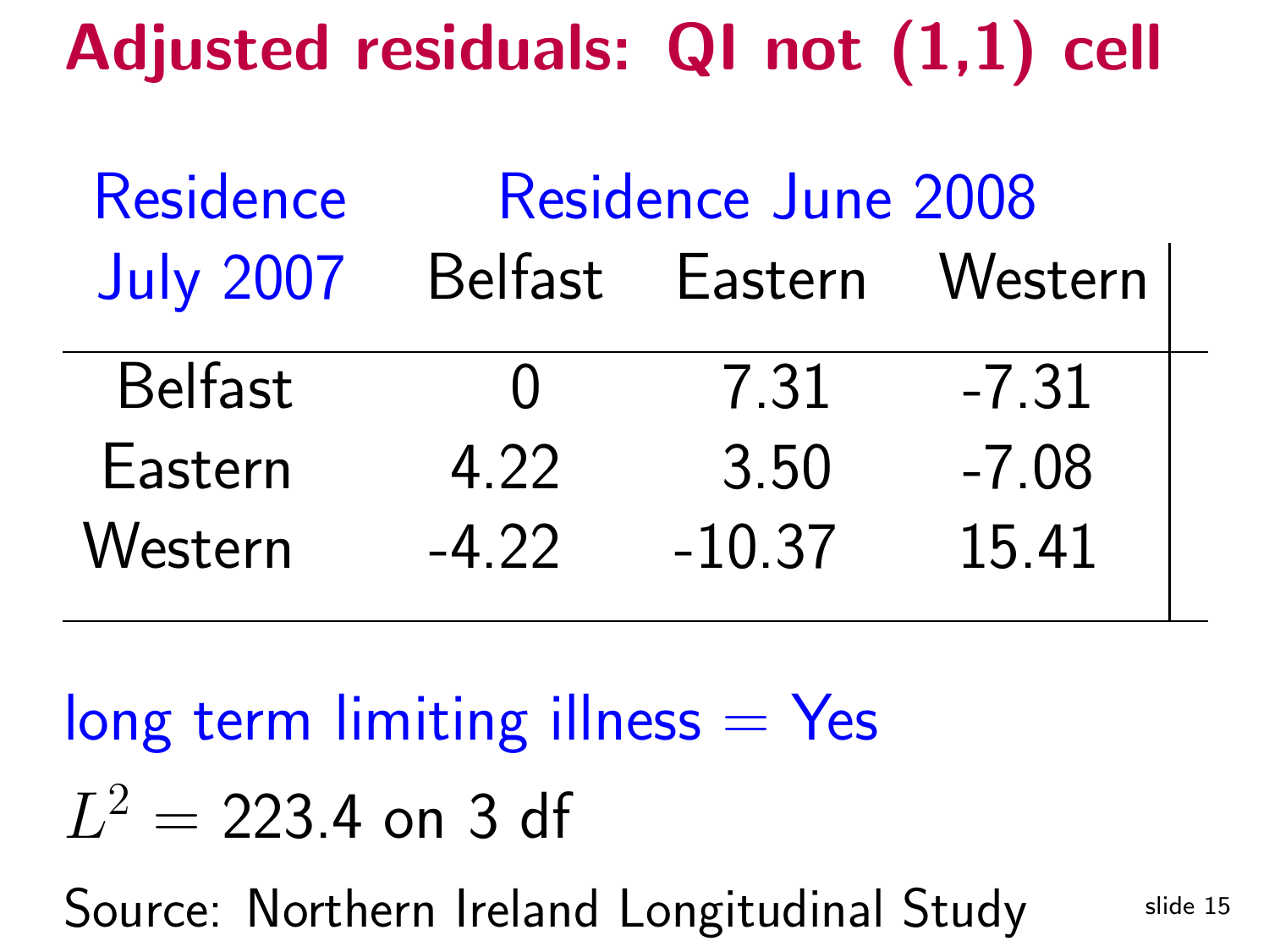# Adjusted residuals: QI not (1,1) cell

| Residence July 2007 | Residence June 2008 | | |
|---|---|---|---|
| | Belfast | Eastern | Western |
| Belfast | 0 | 7.31 | -7.31 |
| Eastern | 4.22 | 3.50 | -7.08 |
| Western | -4.22 | -10.37 | 15.41 |

long term limiting illness = Yes

$L^2 = 223.4$ on 3 df

Source: Northern Ireland Longitudinal Study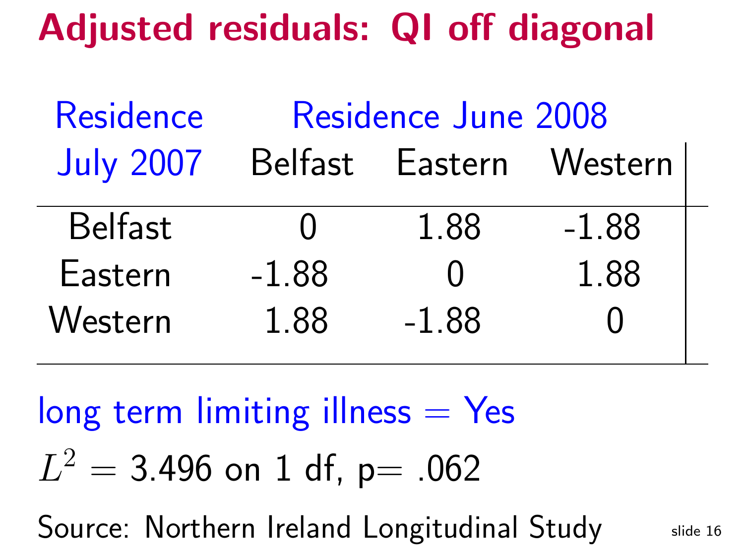# Adjusted residuals: QI off diagonal

| Residence | Residence June 2008 | | |
|---|---|---|---|
| July 2007 | Belfast | Eastern | Western |
| Belfast | 0 | 1.88 | -1.88 |
| Eastern | -1.88 | 0 | 1.88 |
| Western | 1.88 | -1.88 | 0 |

long term limiting illness = Yes

$L^2 = 3.496$ on 1 df, p= .062

Source: Northern Ireland Longitudinal Study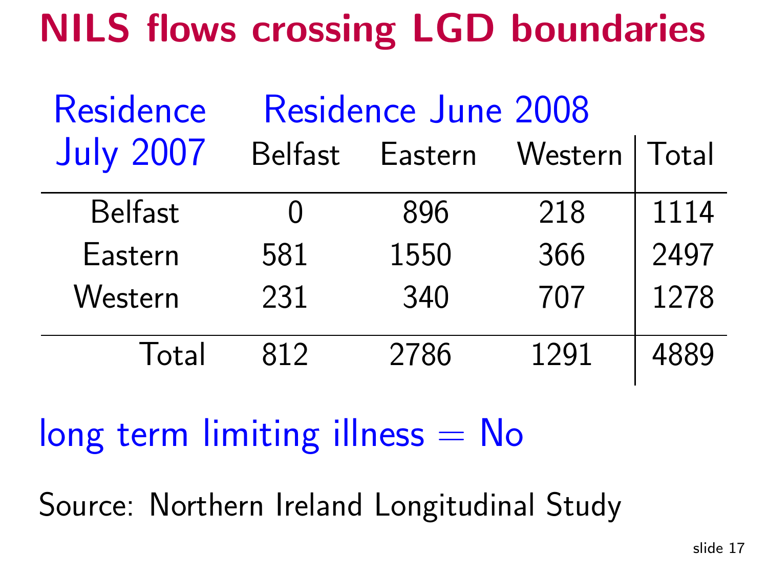# NILS flows crossing LGD boundaries

| Residence July 2007 | Residence June 2008 | | | |
|---|---|---|---|---|
| | Belfast | Eastern | Western | Total |
| Belfast | 0 | 896 | 218 | 1114 |
| Eastern | 581 | 1550 | 366 | 2497 |
| Western | 231 | 340 | 707 | 1278 |
| Total | 812 | 2786 | 1291 | 4889 |

long term limiting illness = No

Source: Northern Ireland Longitudinal Study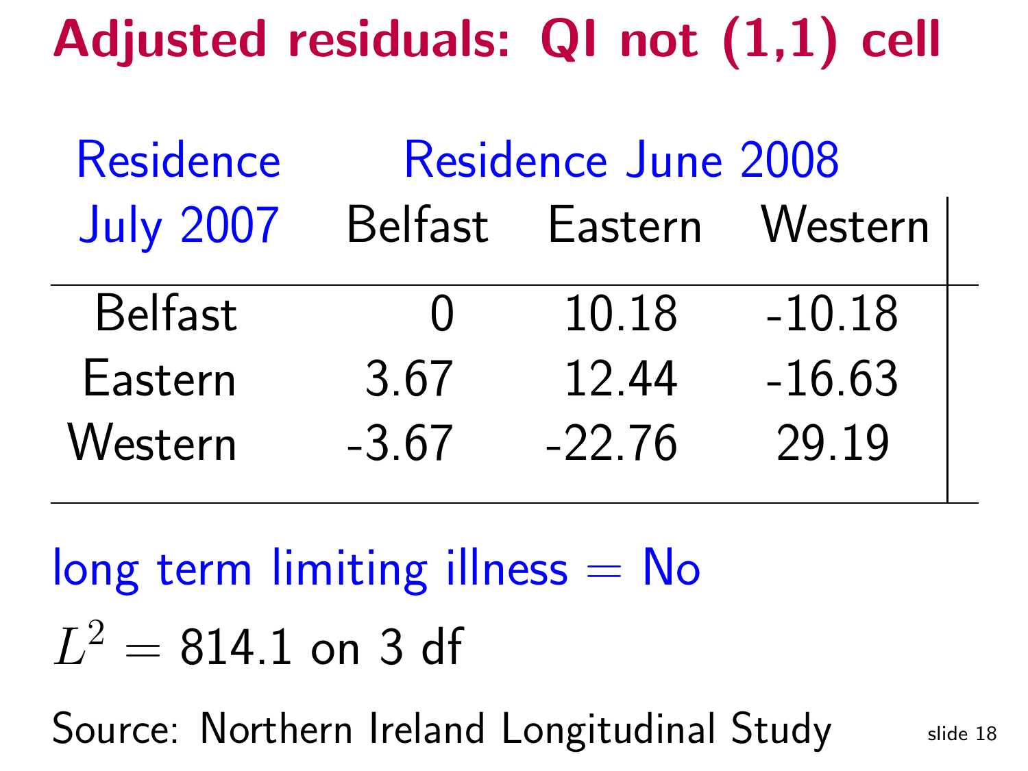# Adjusted residuals: QI not (1,1) cell

| Residence July 2007 | Residence June 2008 | | |
|---|---|---|---|
| | Belfast | Eastern | Western |
| Belfast | 0 | 10.18 | -10.18 |
| Eastern | 3.67 | 12.44 | -16.63 |
| Western | -3.67 | -22.76 | 29.19 |

long term limiting illness = No

$L^2 = 814.1$ on 3 df

Source: Northern Ireland Longitudinal Study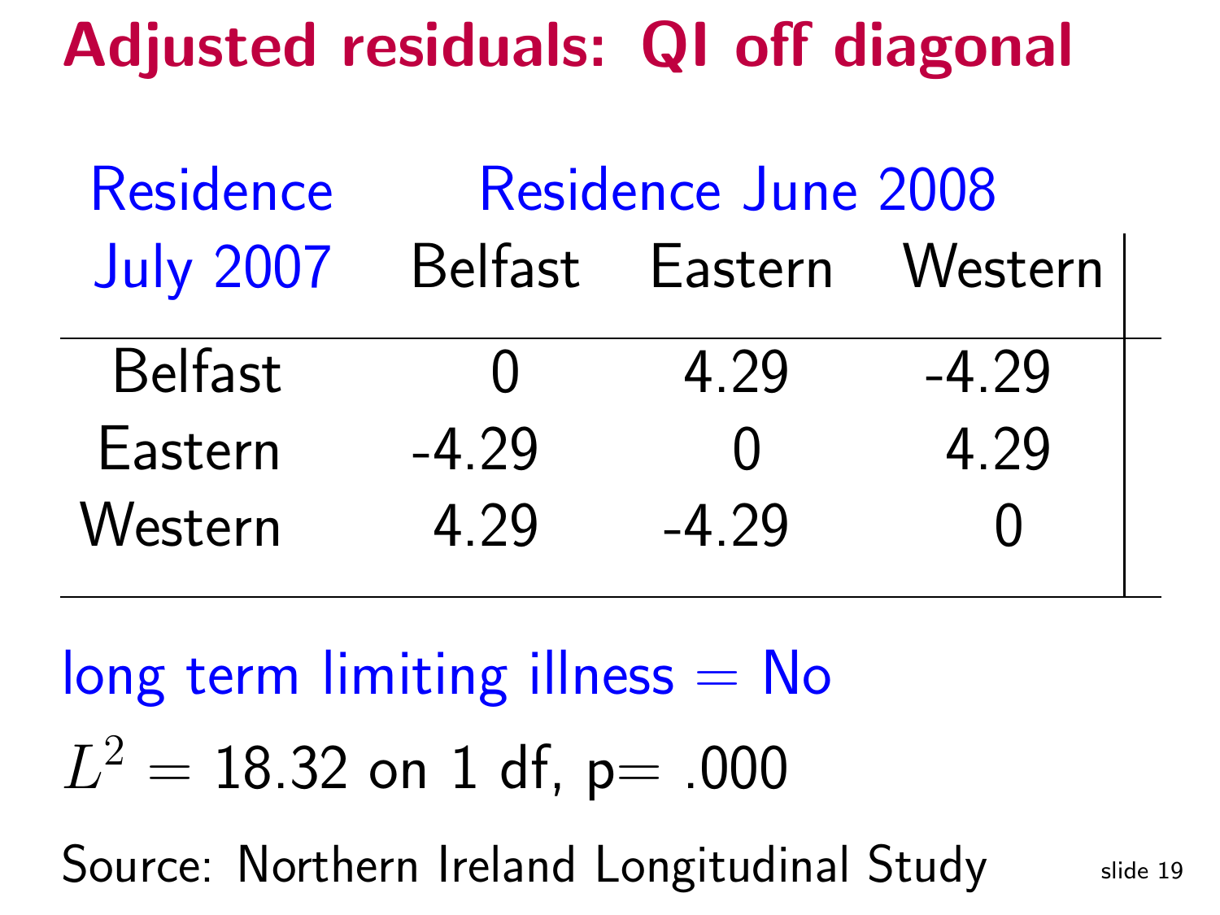# Adjusted residuals: QI off diagonal

| Residence July 2007 | Residence June 2008 Belfast | Eastern | Western |
|---|---|---|---|
| Belfast | 0 | 4.29 | -4.29 |
| Eastern | -4.29 | 0 | 4.29 |
| Western | 4.29 | -4.29 | 0 |

long term limiting illness = No

$L^2 = 18.32$ on 1 df, p= .000

Source: Northern Ireland Longitudinal Study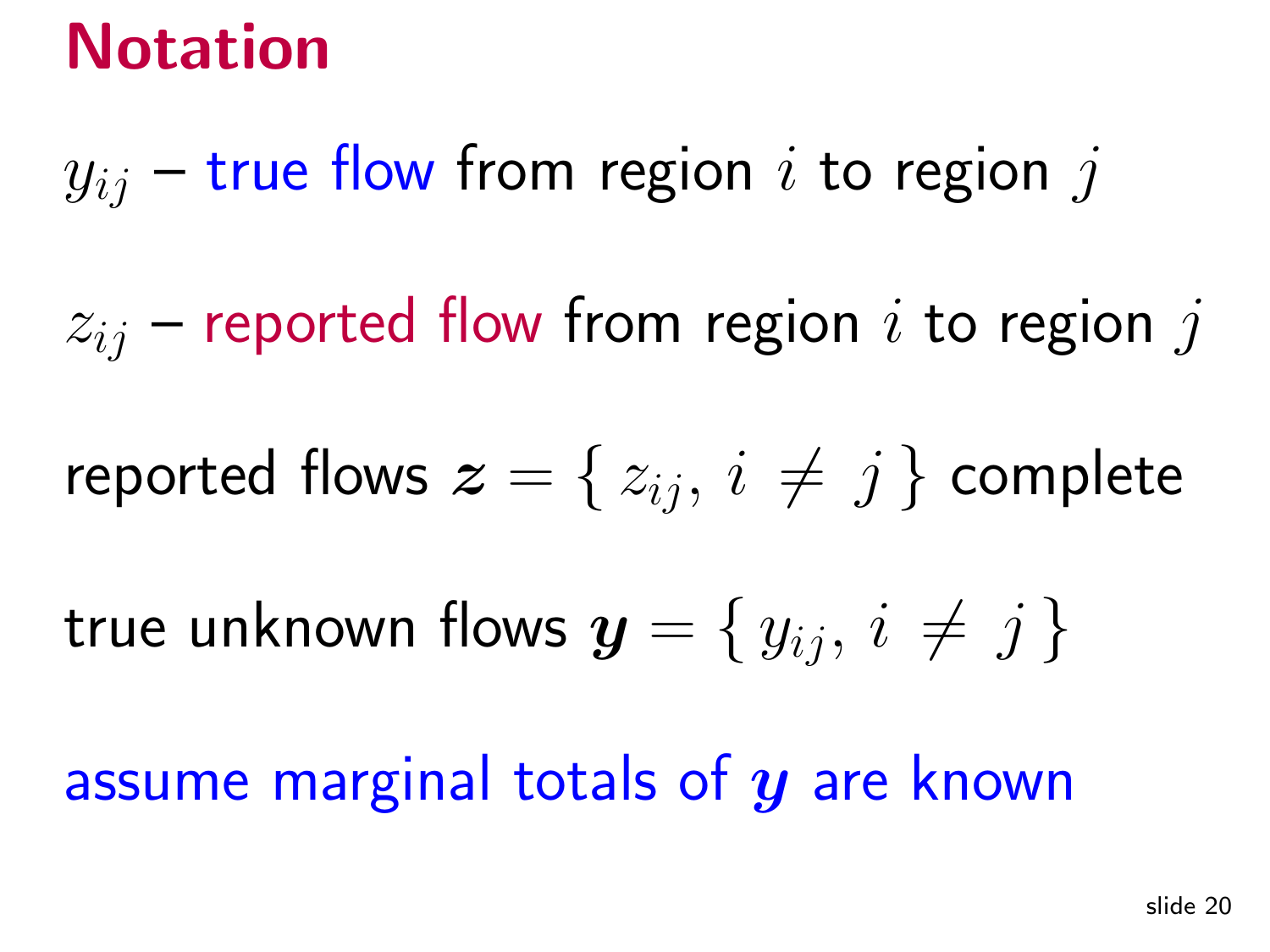# Notation

$y_{ij}$ – true flow from region $i$ to region $j$

$z_{ij}$ – reported flow from region $i$ to region $j$

reported flows $\boldsymbol{z} = \{ z_{ij}, i \neq j \}$ complete

true unknown flows $\boldsymbol{y} = \{ y_{ij}, i \neq j \}$

assume marginal totals of $\boldsymbol{y}$ are known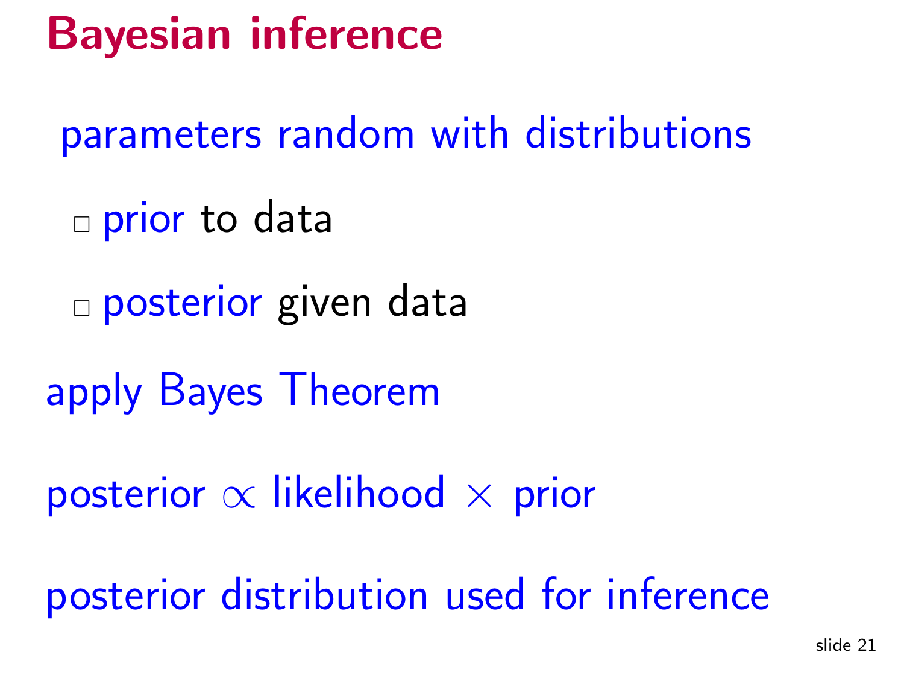# Bayesian inference

parameters random with distributions

- prior to data
- posterior given data

apply Bayes Theorem

posterior $\propto$ likelihood $\times$ prior

posterior distribution used for inference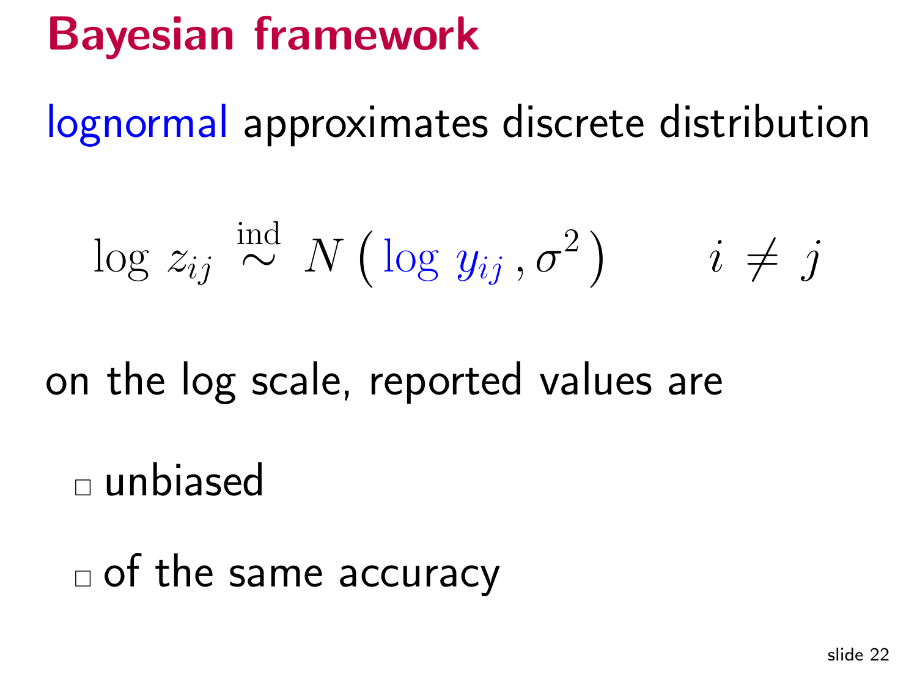# Bayesian framework

lognormal approximates discrete distribution

$$\log z_{ij} \overset{\text{ind}}{\sim} N\left(\log y_{ij}, \sigma^2\right) \qquad i \neq j$$

on the log scale, reported values are

- unbiased
- of the same accuracy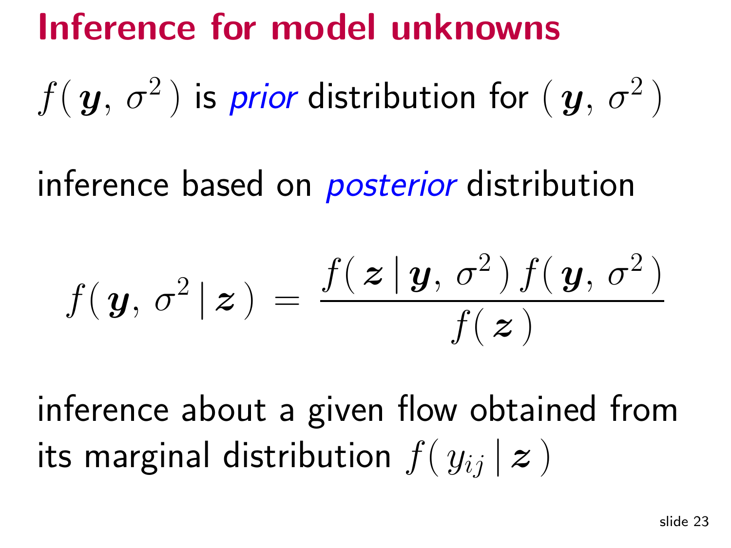# Inference for model unknowns

$f(\boldsymbol{y}, \sigma^2)$ is *prior* distribution for $(\boldsymbol{y}, \sigma^2)$

inference based on *posterior* distribution

$$f(\boldsymbol{y}, \sigma^2 \,|\, \boldsymbol{z}) = \frac{f(\boldsymbol{z} \,|\, \boldsymbol{y}, \sigma^2)\, f(\boldsymbol{y}, \sigma^2)}{f(\boldsymbol{z})}$$

inference about a given flow obtained from its marginal distribution $f(y_{ij} \,|\, \boldsymbol{z})$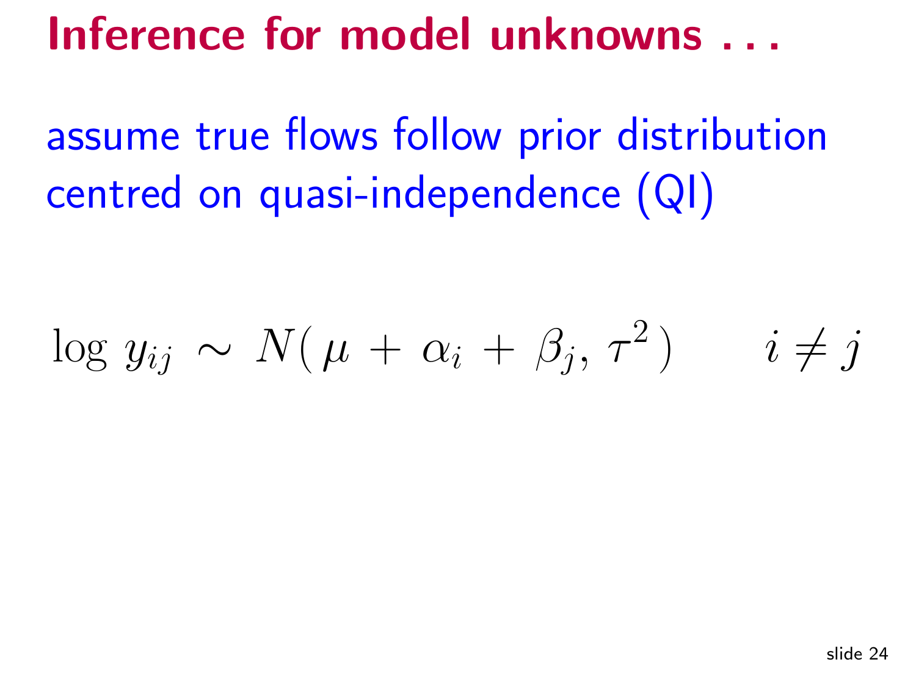# Inference for model unknowns . . .

assume true flows follow prior distribution centred on quasi-independence (QI)

$$\log y_{ij} \sim N(\mu + \alpha_i + \beta_j, \tau^2) \qquad i \neq j$$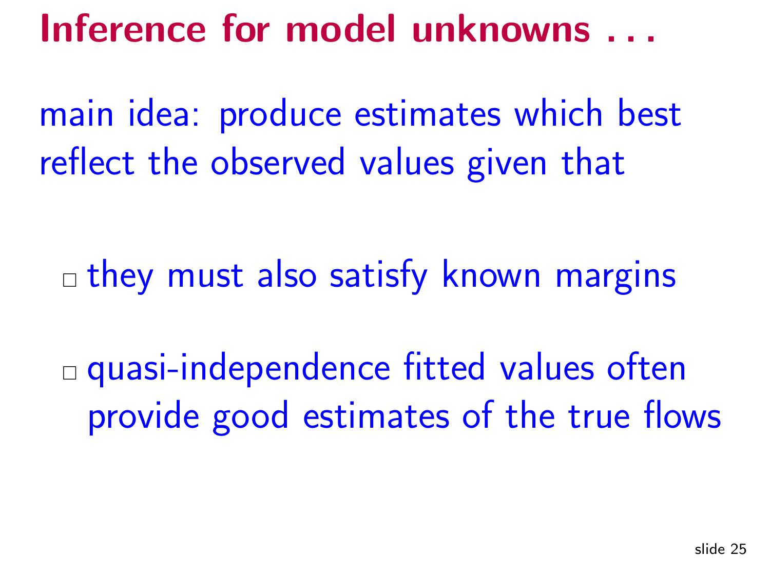# Inference for model unknowns . . .

main idea: produce estimates which best reflect the observed values given that

- they must also satisfy known margins

- quasi-independence fitted values often provide good estimates of the true flows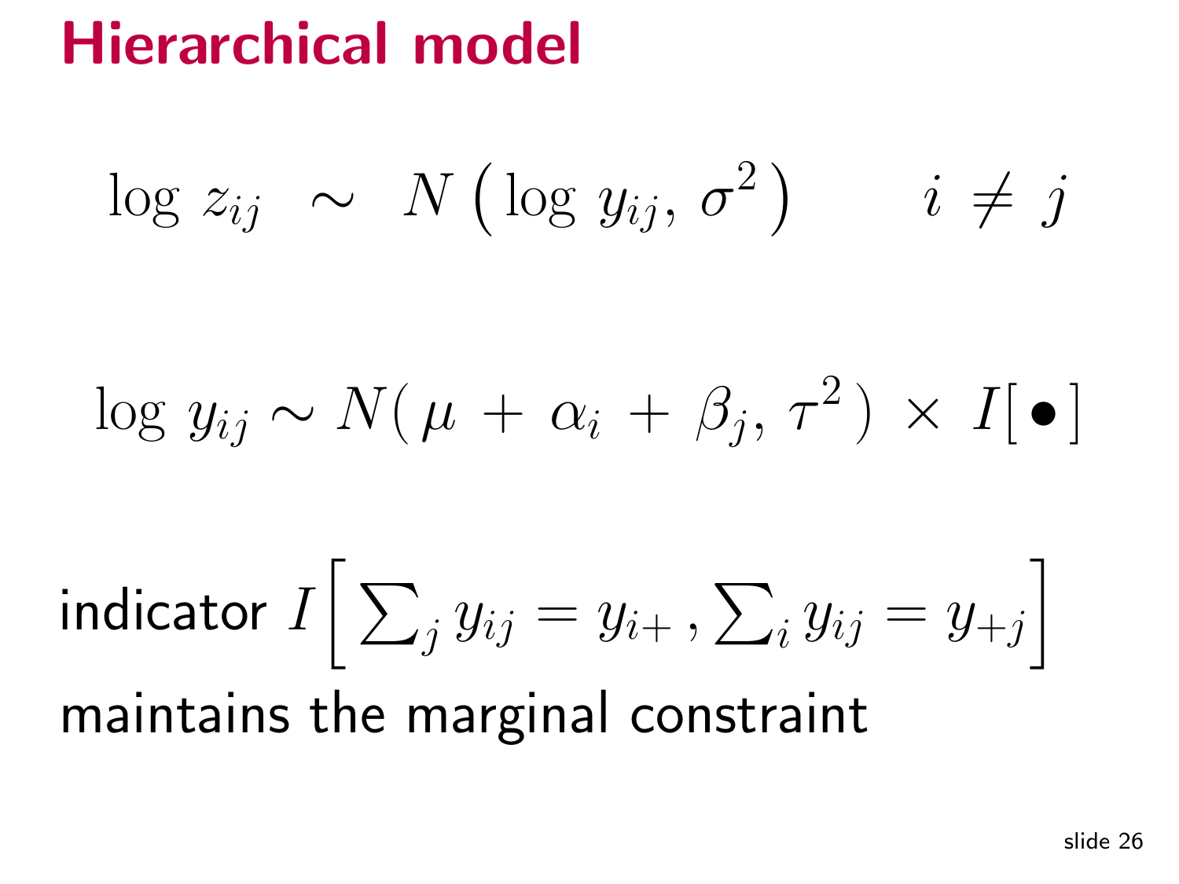# Hierarchical model

$$\log z_{ij} \;\sim\; N\left(\log y_{ij},\, \sigma^2\right) \qquad i \neq j$$

$$\log y_{ij} \sim N(\mu + \alpha_i + \beta_j,\, \tau^2) \times I[\bullet]$$

indicator $I\left[\sum_j y_{ij} = y_{i+}\,, \sum_i y_{ij} = y_{+j}\right]$ maintains the marginal constraint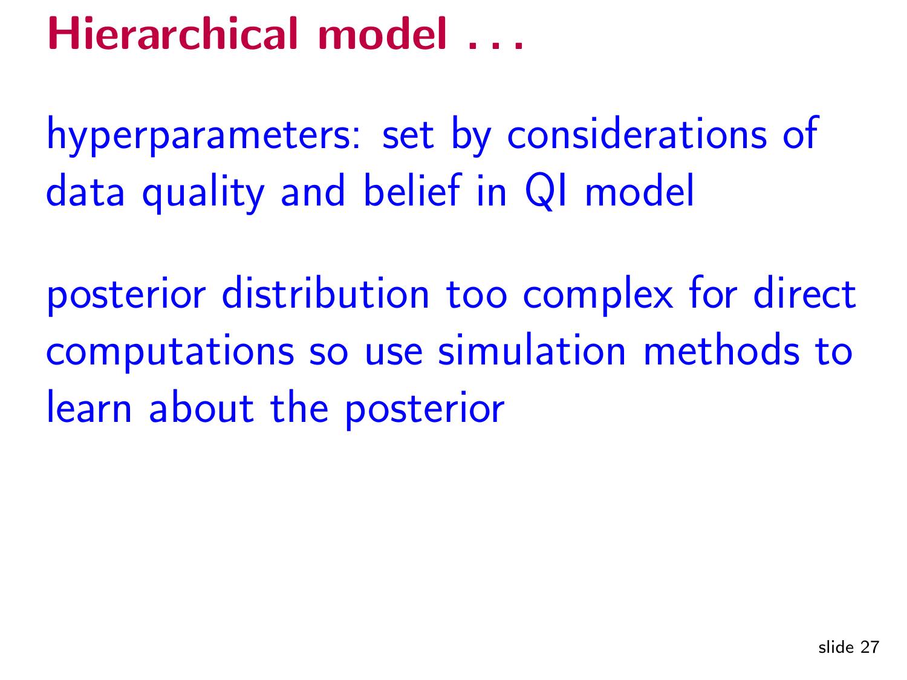# Hierarchical model . . .

hyperparameters: set by considerations of data quality and belief in QI model

posterior distribution too complex for direct computations so use simulation methods to learn about the posterior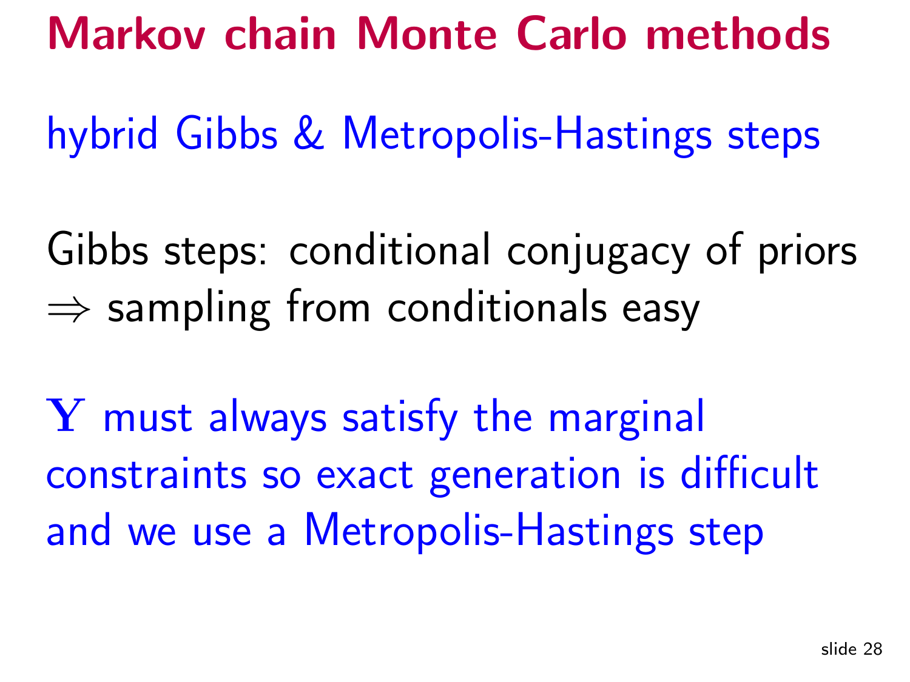# Markov chain Monte Carlo methods

hybrid Gibbs & Metropolis-Hastings steps

Gibbs steps: conditional conjugacy of priors
$\Rightarrow$ sampling from conditionals easy

$\mathbf{Y}$ must always satisfy the marginal constraints so exact generation is difficult and we use a Metropolis-Hastings step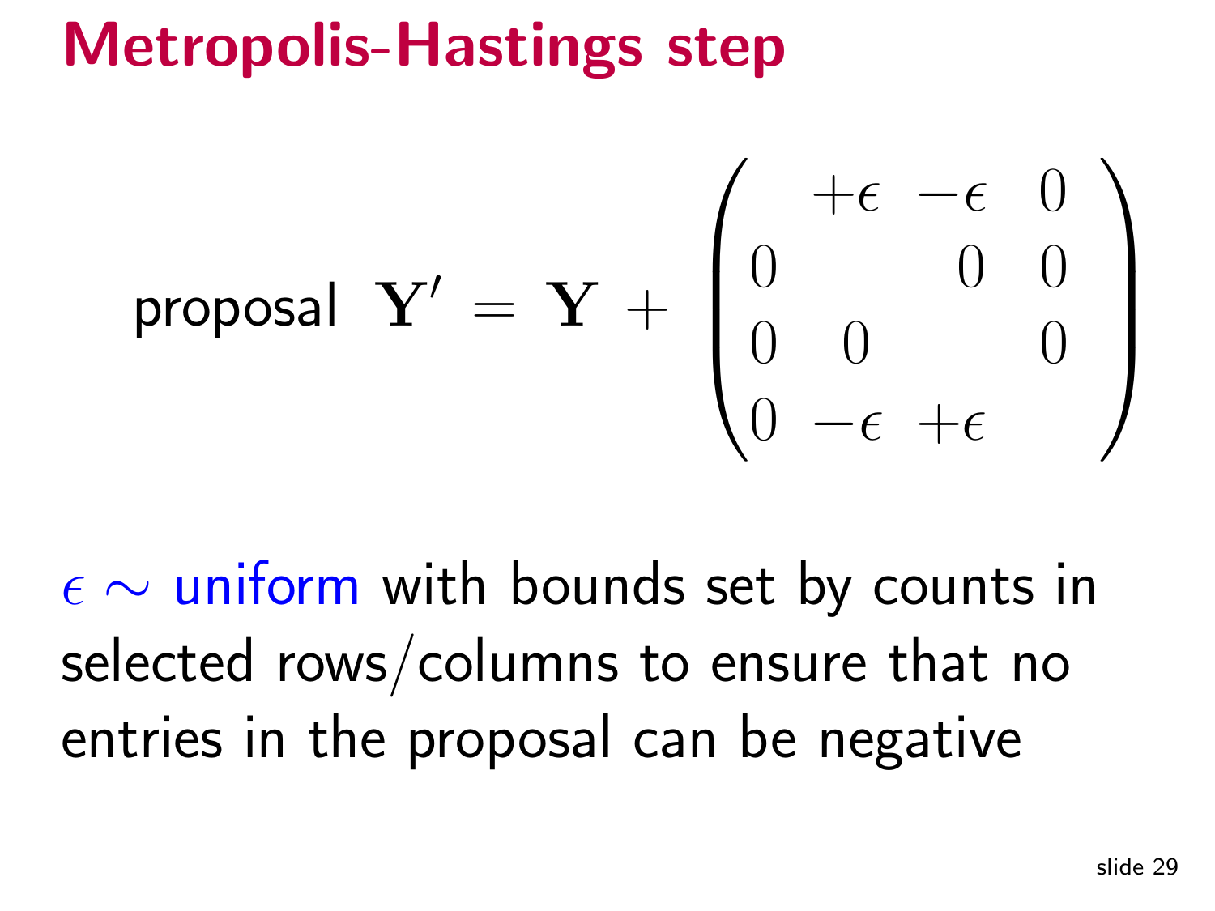# Metropolis-Hastings step

$$\text{proposal} \;\; \mathbf{Y}' = \mathbf{Y} + \begin{pmatrix} & +\epsilon & -\epsilon & 0 \\ 0 & & 0 & 0 \\ 0 & 0 & & 0 \\ 0 & -\epsilon & +\epsilon & \end{pmatrix}$$

$\epsilon \sim$ uniform with bounds set by counts in selected rows/columns to ensure that no entries in the proposal can be negative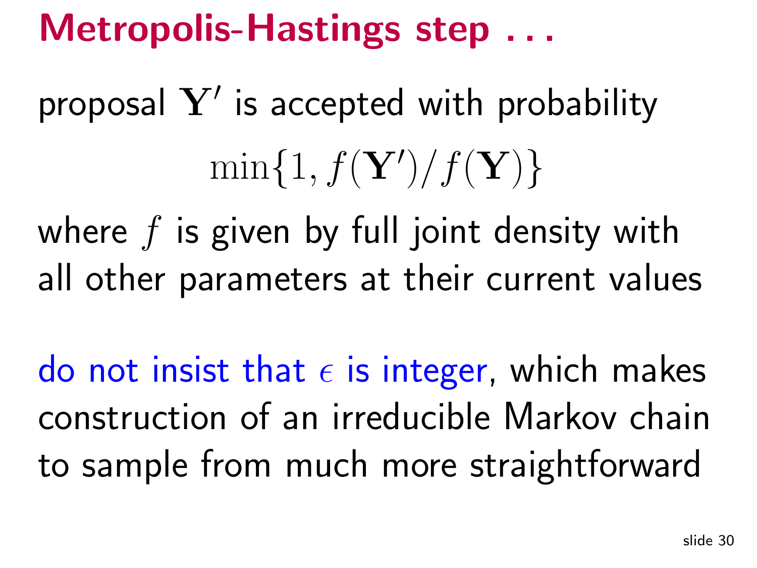# Metropolis-Hastings step . . .

proposal $\mathbf{Y}'$ is accepted with probability

$$\min\{1, f(\mathbf{Y}')/f(\mathbf{Y})\}$$

where $f$ is given by full joint density with all other parameters at their current values

do not insist that $\epsilon$ is integer, which makes construction of an irreducible Markov chain to sample from much more straightforward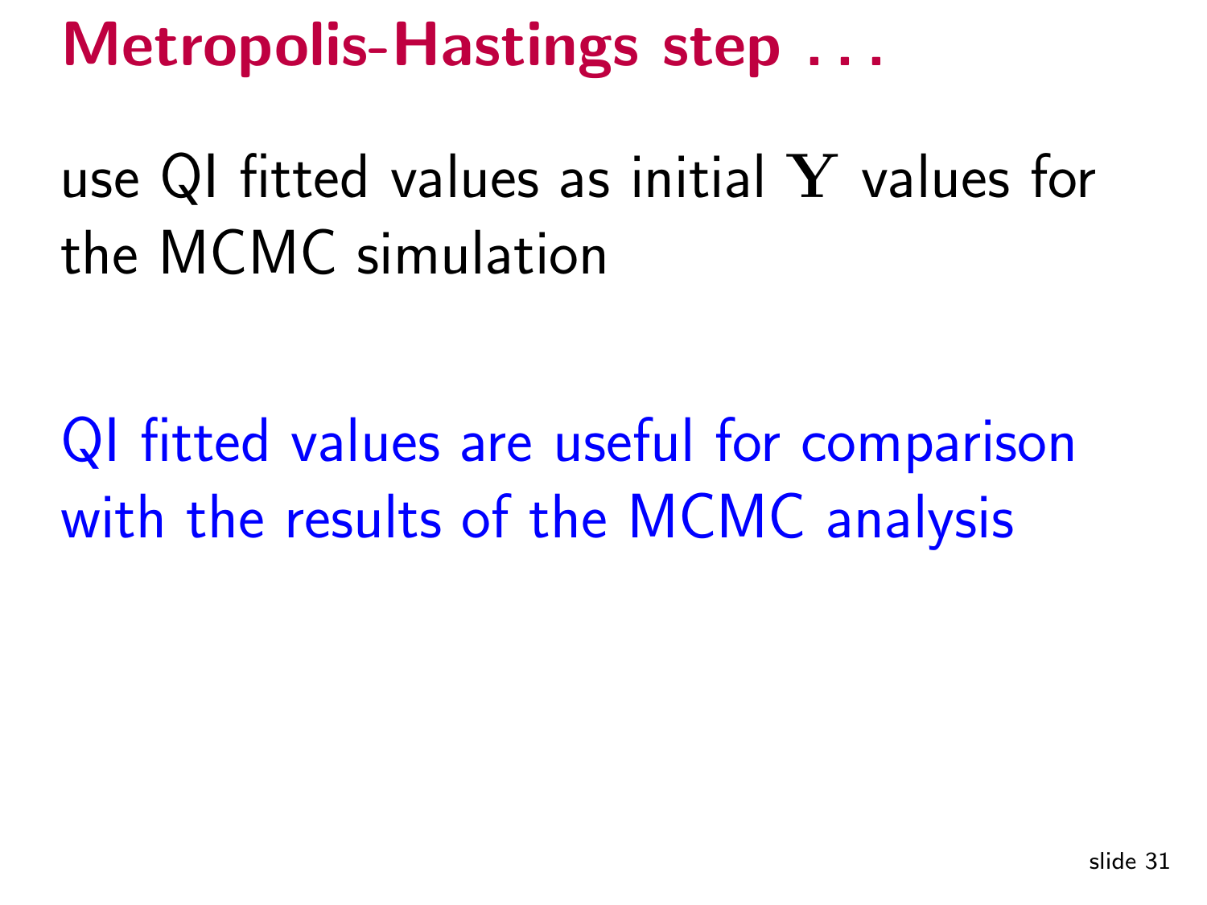# Metropolis-Hastings step . . .

use QI fitted values as initial $\mathbf{Y}$ values for the MCMC simulation

QI fitted values are useful for comparison with the results of the MCMC analysis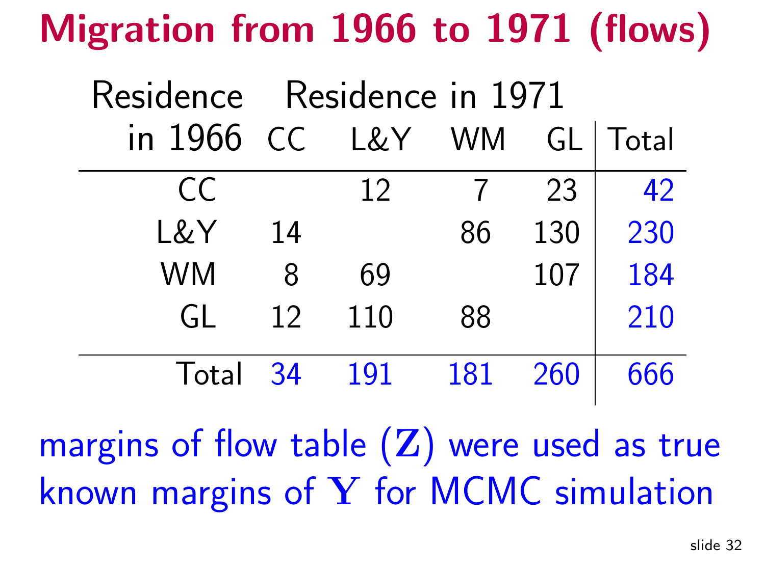# Migration from 1966 to 1971 (flows)

| Residence in 1966 | Residence in 1971 CC | L&Y | WM | GL | Total |
|---|---|---|---|---|---|
| CC | | 12 | 7 | 23 | 42 |
| L&Y | 14 | | 86 | 130 | 230 |
| WM | 8 | 69 | | 107 | 184 |
| GL | 12 | 110 | 88 | | 210 |
| Total | 34 | 191 | 181 | 260 | 666 |

margins of flow table ($\mathbf{Z}$) were used as true known margins of $\mathbf{Y}$ for MCMC simulation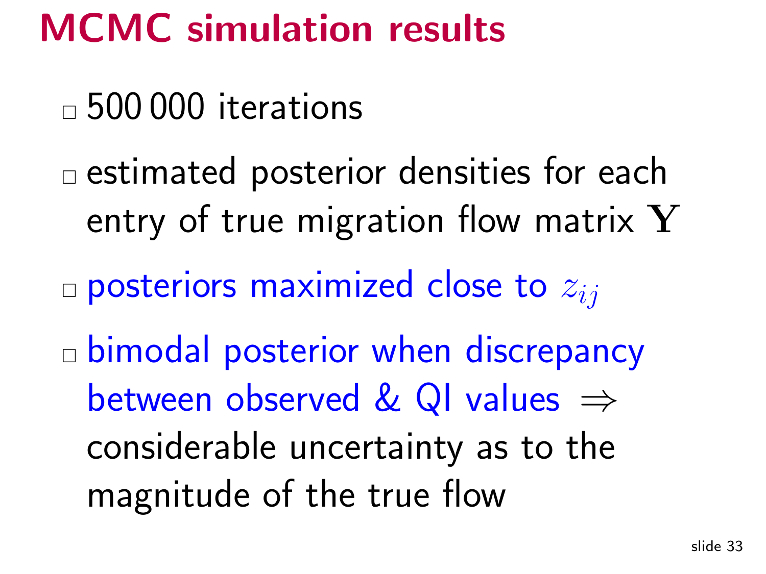# MCMC simulation results

- 500 000 iterations
- estimated posterior densities for each entry of true migration flow matrix $\mathbf{Y}$
- posteriors maximized close to $z_{ij}$
- bimodal posterior when discrepancy between observed & QI values $\Rightarrow$ considerable uncertainty as to the magnitude of the true flow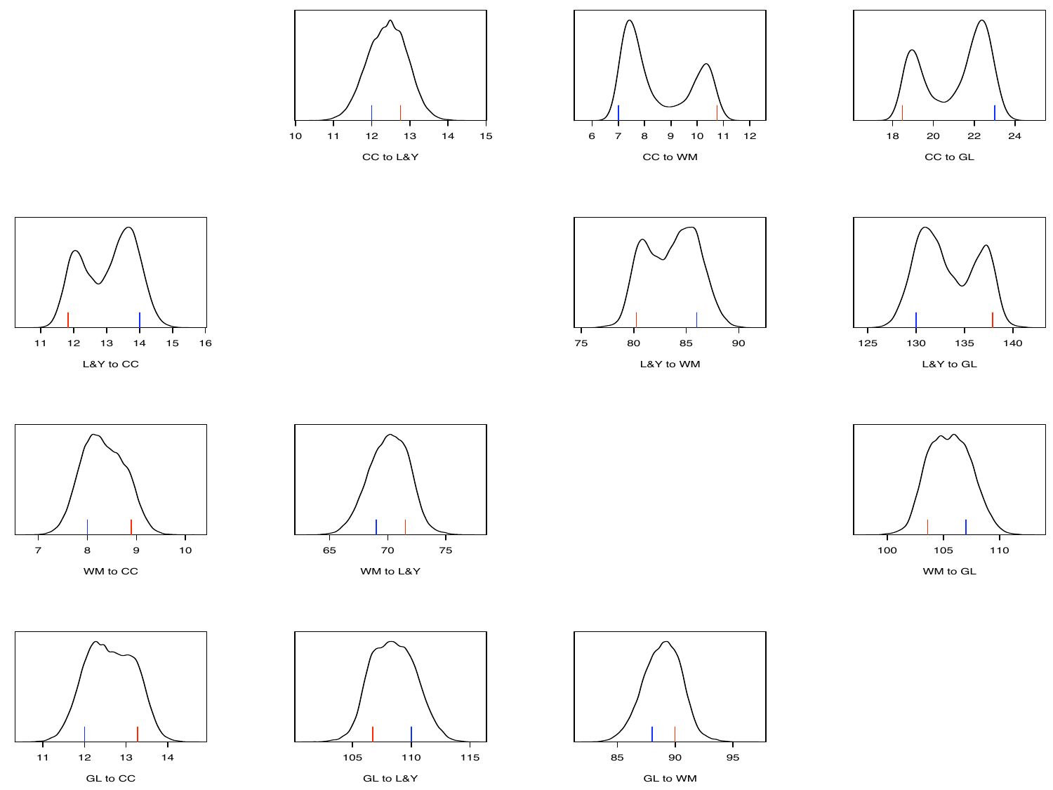CC to L&Y

CC to WM

CC to GL

L&Y to CC

L&Y to WM

L&Y to GL

WM to CC

WM to L&Y

WM to GL

GL to CC

GL to L&Y

GL to WM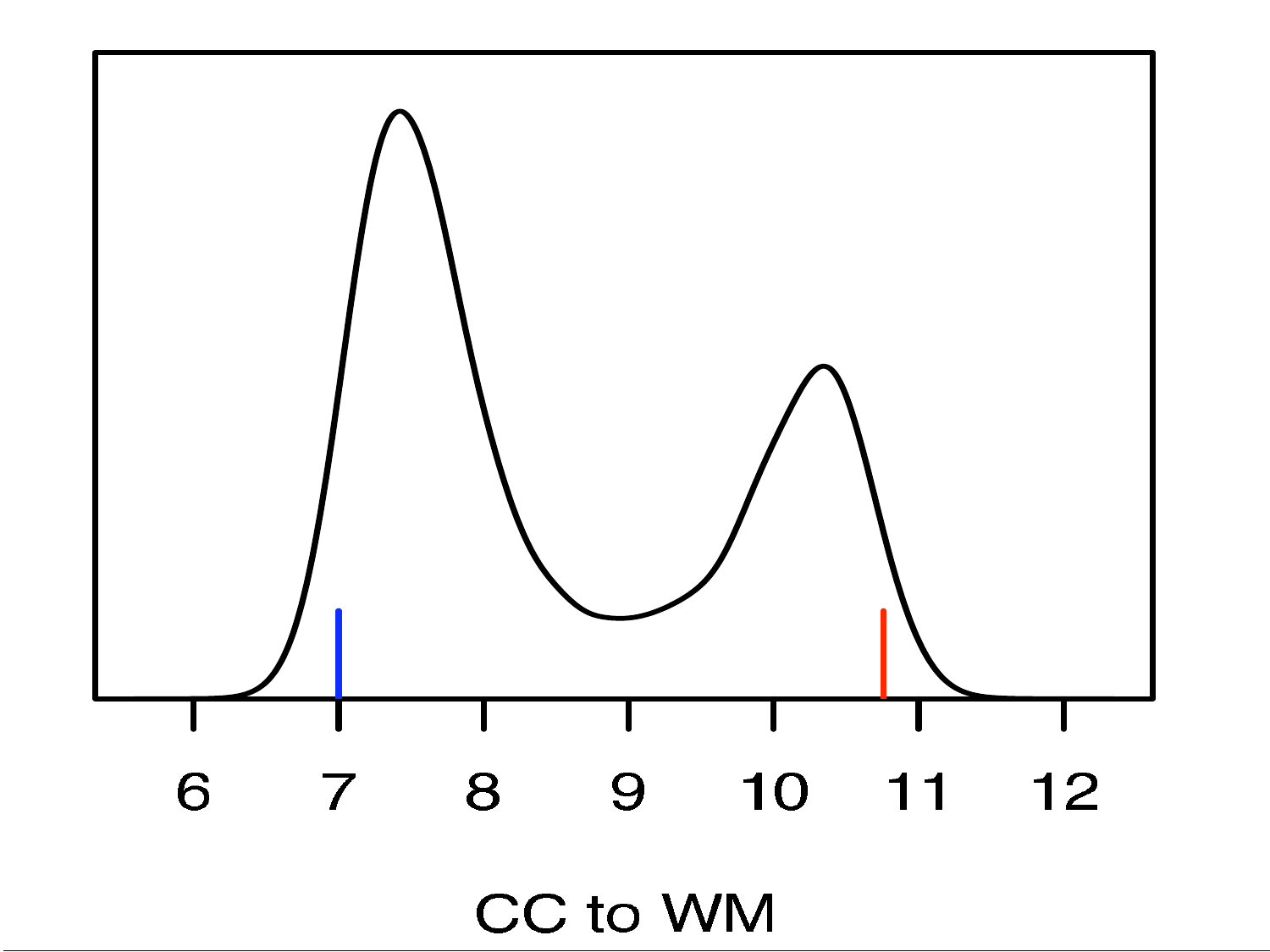6 7 8 9 10 11 12

CC to WM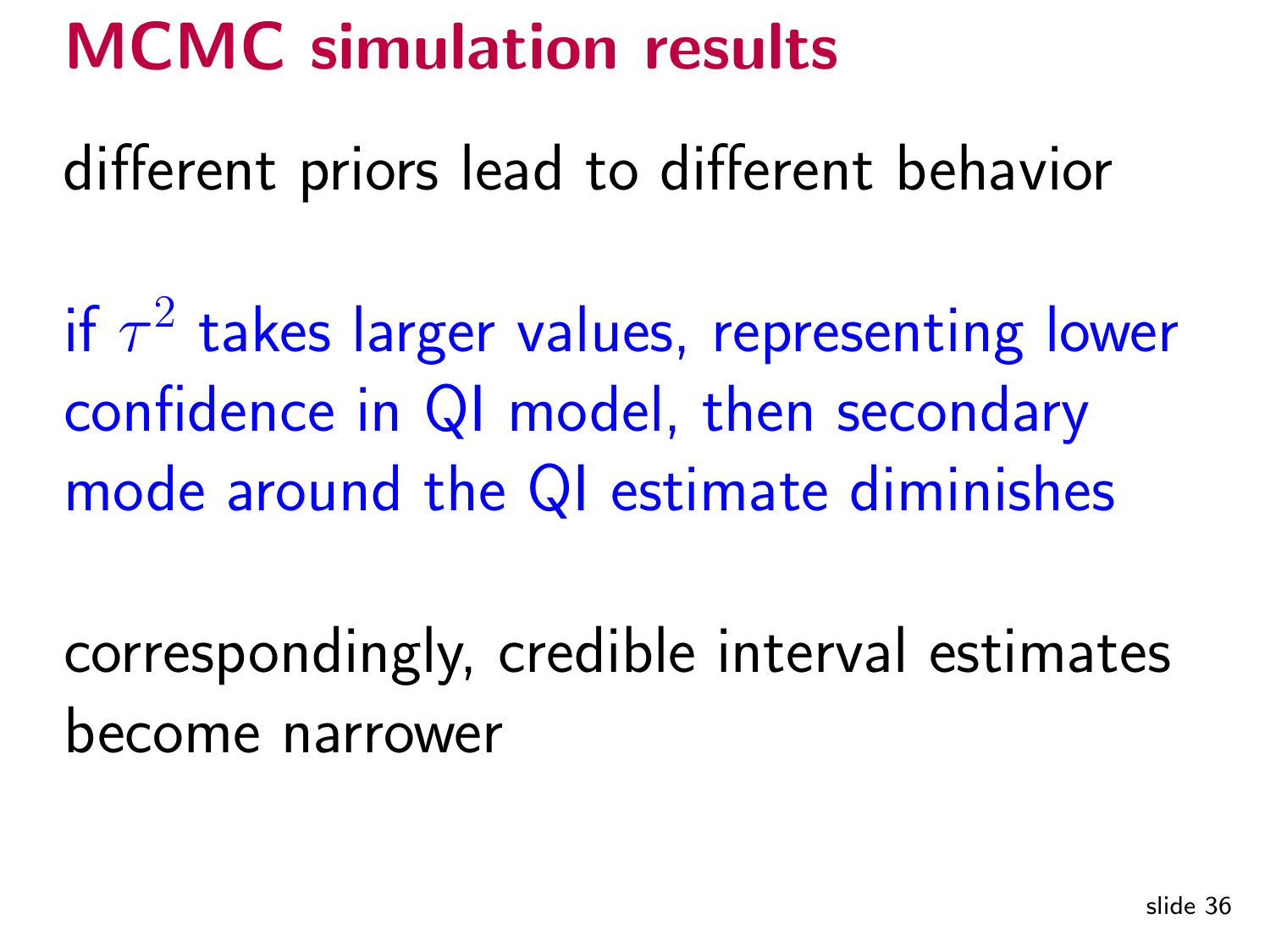# MCMC simulation results

different priors lead to different behavior

if $\tau^2$ takes larger values, representing lower confidence in QI model, then secondary mode around the QI estimate diminishes

correspondingly, credible interval estimates become narrower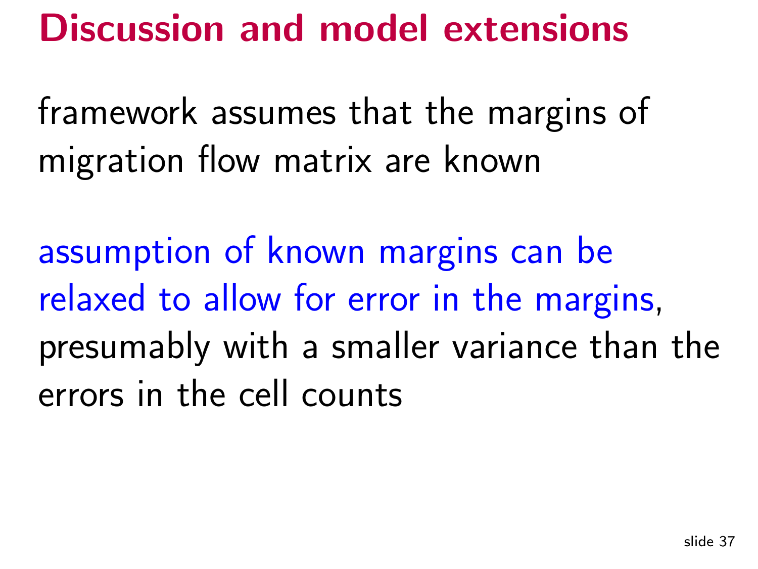# Discussion and model extensions

framework assumes that the margins of migration flow matrix are known

assumption of known margins can be relaxed to allow for error in the margins, presumably with a smaller variance than the errors in the cell counts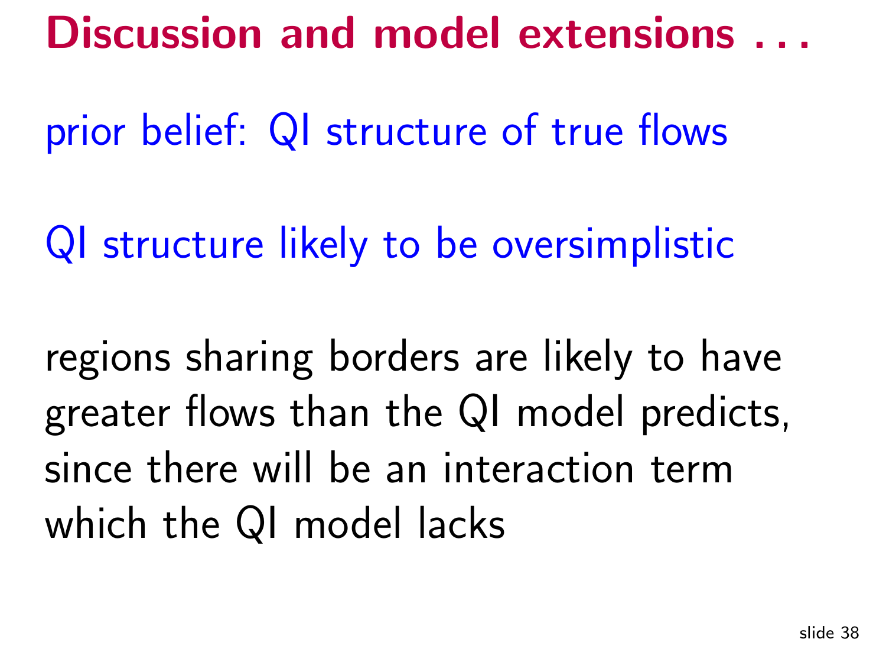# Discussion and model extensions . . .

prior belief: QI structure of true flows

QI structure likely to be oversimplistic

regions sharing borders are likely to have greater flows than the QI model predicts, since there will be an interaction term which the QI model lacks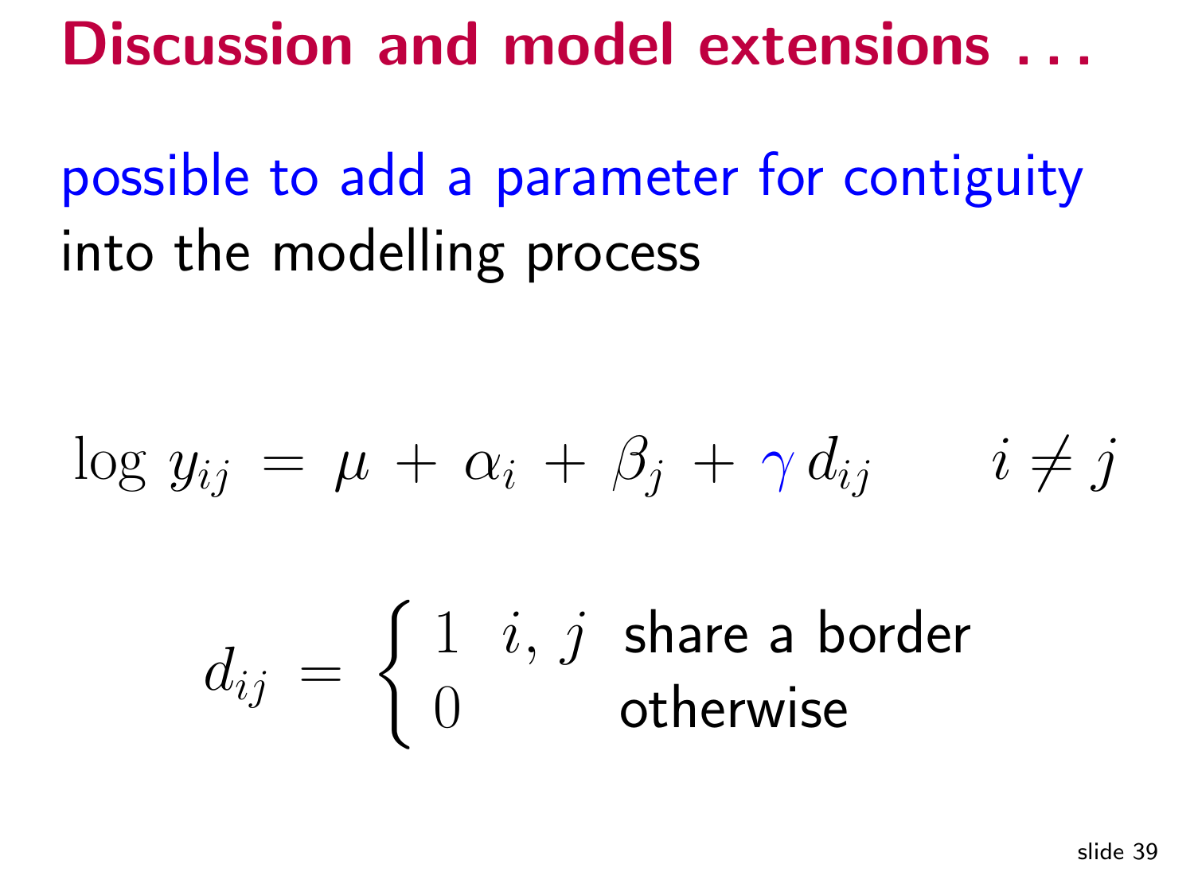# Discussion and model extensions . . .

possible to add a parameter for contiguity into the modelling process

$$\log y_{ij} = \mu + \alpha_i + \beta_j + \gamma d_{ij} \qquad i \neq j$$

$$d_{ij} = \begin{cases} 1 & i,\ j \text{ share a border} \\ 0 & \text{otherwise} \end{cases}$$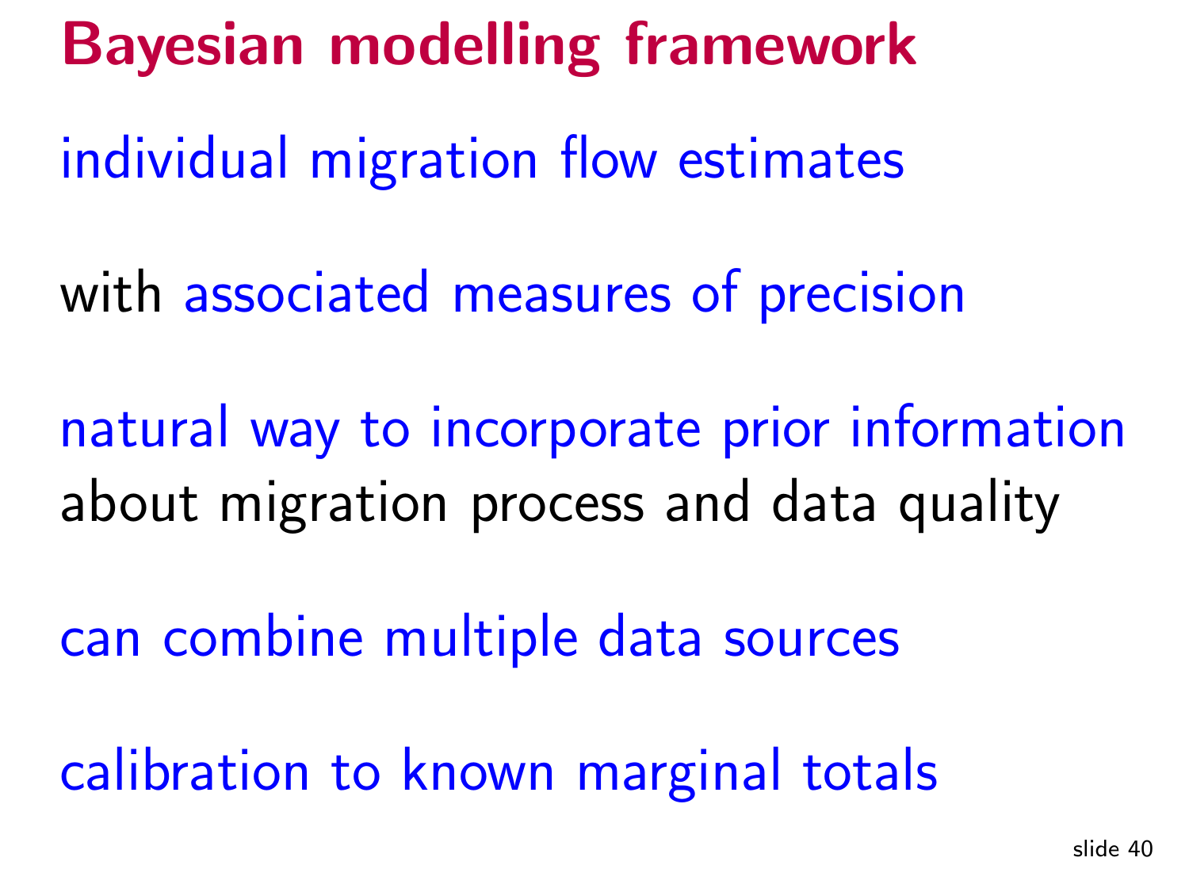# Bayesian modelling framework

individual migration flow estimates

with associated measures of precision

natural way to incorporate prior information about migration process and data quality

can combine multiple data sources

calibration to known marginal totals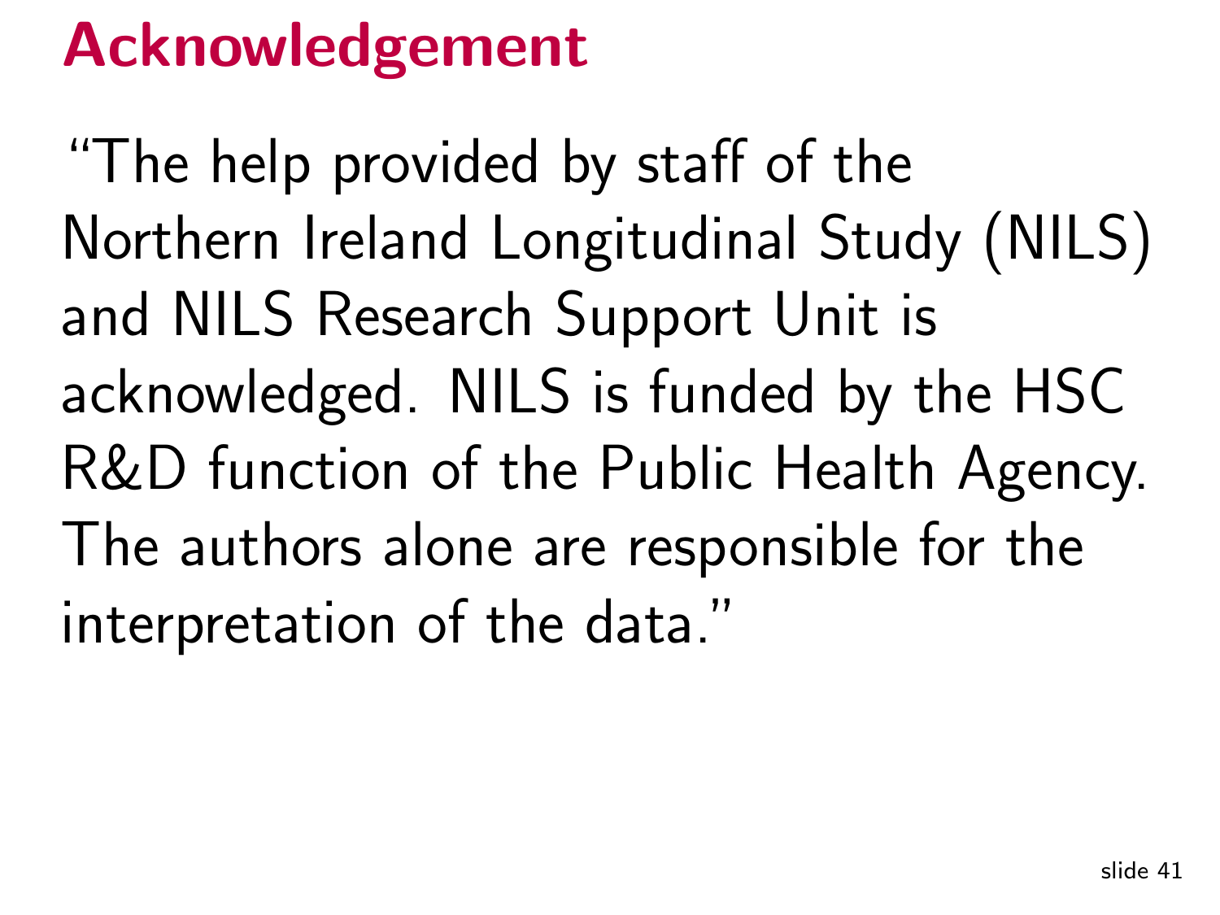# Acknowledgement

"The help provided by staff of the Northern Ireland Longitudinal Study (NILS) and NILS Research Support Unit is acknowledged. NILS is funded by the HSC R&D function of the Public Health Agency. The authors alone are responsible for the interpretation of the data."